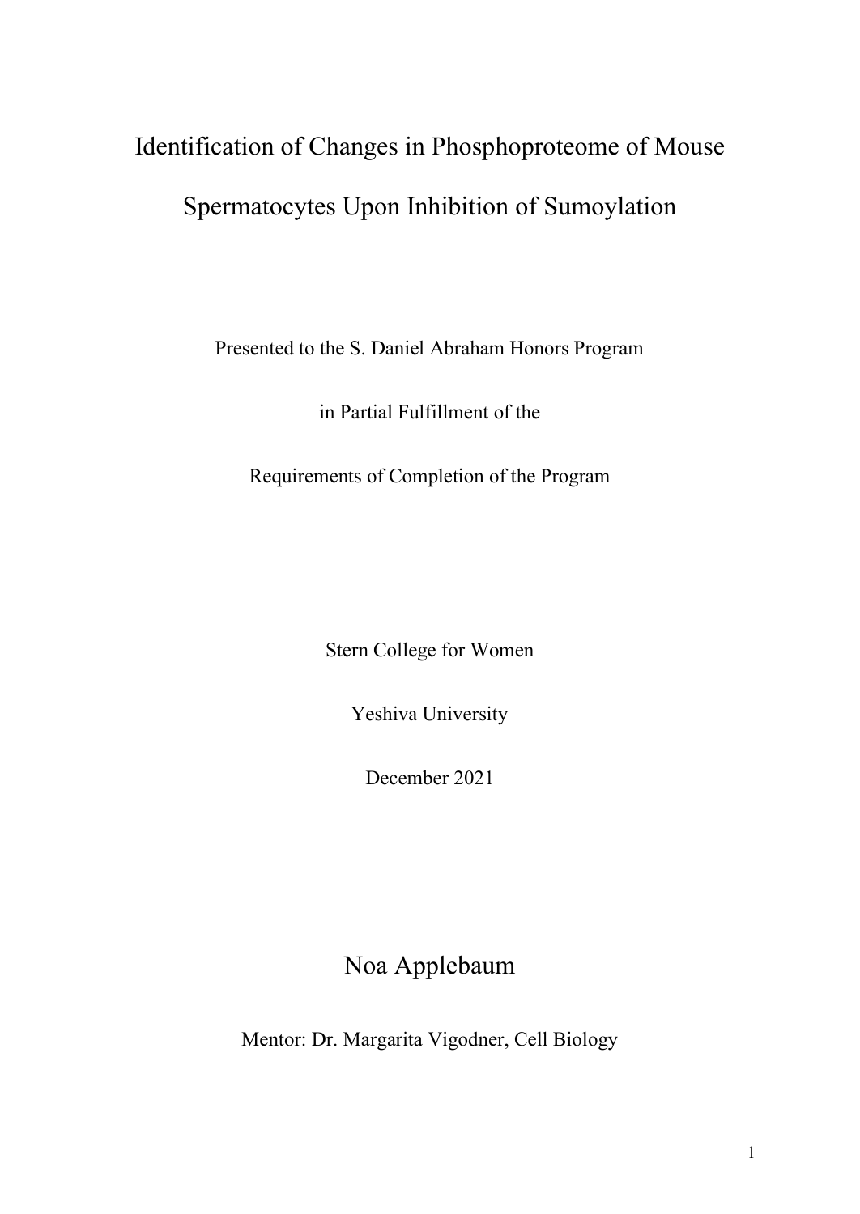# Identification of Changes in Phosphoproteome of Mouse Spermatocytes Upon Inhibition of Sumoylation

Presented to the S. Daniel Abraham Honors Program

in Partial Fulfillment of the

Requirements of Completion of the Program

Stern College for Women

Yeshiva University

December 2021

Noa Applebaum

Mentor: Dr. Margarita Vigodner, Cell Biology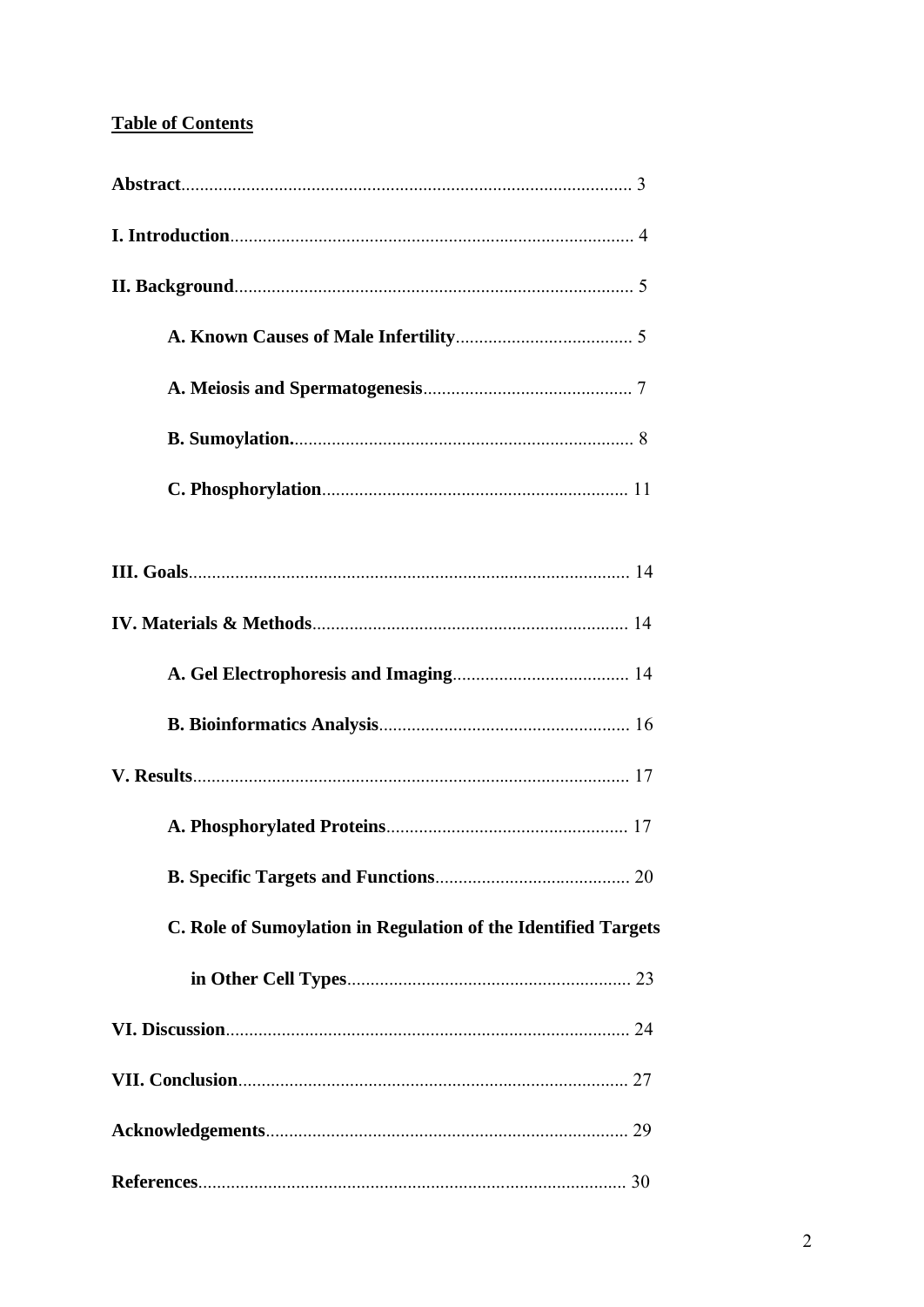## Table of Contents

**Abstract**................................................................................................ 3

**I. Introduction**....................................................................................... 4

**II. Background**...................................................................................... 5

- **A. Known Causes of Male Infertility**...................................... 5
- **A. Meiosis and Spermatogenesis**............................................. 7
- **B. Sumoylation.**......................................................................... 8
- **C. Phosphorylation**.................................................................. 11

**III. Goals**............................................................................................... 14

**IV. Materials & Methods**.................................................................... 14

- **A. Gel Electrophoresis and Imaging**...................................... 14
- **B. Bioinformatics Analysis**...................................................... 16

**V. Results**.............................................................................................. 17

- **A. Phosphorylated Proteins**.................................................... 17
- **B. Specific Targets and Functions**.......................................... 20
- **C. Role of Sumoylation in Regulation of the Identified Targets in Other Cell Types**............................................................. 23

**VI. Discussion**....................................................................................... 24

**VII. Conclusion**.................................................................................... 27

**Acknowledgements**.............................................................................. 29

**References**............................................................................................ 30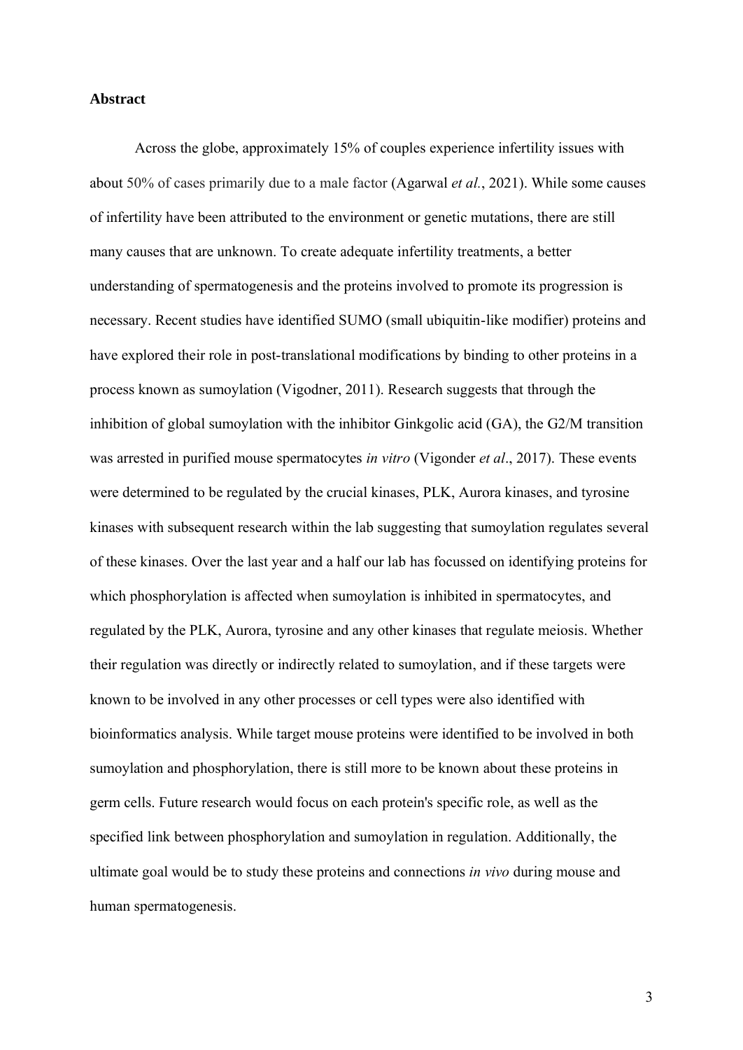**Abstract**

Across the globe, approximately 15% of couples experience infertility issues with about 50% of cases primarily due to a male factor (Agarwal *et al.*, 2021). While some causes of infertility have been attributed to the environment or genetic mutations, there are still many causes that are unknown. To create adequate infertility treatments, a better understanding of spermatogenesis and the proteins involved to promote its progression is necessary. Recent studies have identified SUMO (small ubiquitin-like modifier) proteins and have explored their role in post-translational modifications by binding to other proteins in a process known as sumoylation (Vigodner, 2011). Research suggests that through the inhibition of global sumoylation with the inhibitor Ginkgolic acid (GA), the G2/M transition was arrested in purified mouse spermatocytes *in vitro* (Vigonder *et al*., 2017). These events were determined to be regulated by the crucial kinases, PLK, Aurora kinases, and tyrosine kinases with subsequent research within the lab suggesting that sumoylation regulates several of these kinases. Over the last year and a half our lab has focussed on identifying proteins for which phosphorylation is affected when sumoylation is inhibited in spermatocytes, and regulated by the PLK, Aurora, tyrosine and any other kinases that regulate meiosis. Whether their regulation was directly or indirectly related to sumoylation, and if these targets were known to be involved in any other processes or cell types were also identified with bioinformatics analysis. While target mouse proteins were identified to be involved in both sumoylation and phosphorylation, there is still more to be known about these proteins in germ cells. Future research would focus on each protein's specific role, as well as the specified link between phosphorylation and sumoylation in regulation. Additionally, the ultimate goal would be to study these proteins and connections *in vivo* during mouse and human spermatogenesis.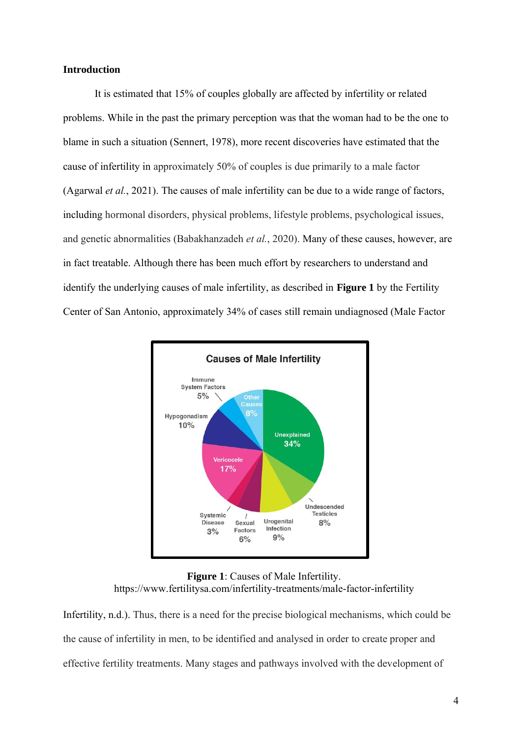### Introduction

It is estimated that 15% of couples globally are affected by infertility or related problems. While in the past the primary perception was that the woman had to be the one to blame in such a situation (Sennert, 1978), more recent discoveries have estimated that the cause of infertility in approximately 50% of couples is due primarily to a male factor (Agarwal *et al.*, 2021). The causes of male infertility can be due to a wide range of factors, including hormonal disorders, physical problems, lifestyle problems, psychological issues, and genetic abnormalities (Babakhanzadeh *et al.*, 2020). Many of these causes, however, are in fact treatable. Although there has been much effort by researchers to understand and identify the underlying causes of male infertility, as described in **Figure 1** by the Fertility Center of San Antonio, approximately 34% of cases still remain undiagnosed (Male Factor Infertility, n.d.). Thus, there is a need for the precise biological mechanisms, which could be the cause of infertility in men, to be identified and analysed in order to create proper and effective fertility treatments. Many stages and pathways involved with the development of

**Figure 1**: Causes of Male Infertility.
https://www.fertilitysa.com/infertility-treatments/male-factor-infertility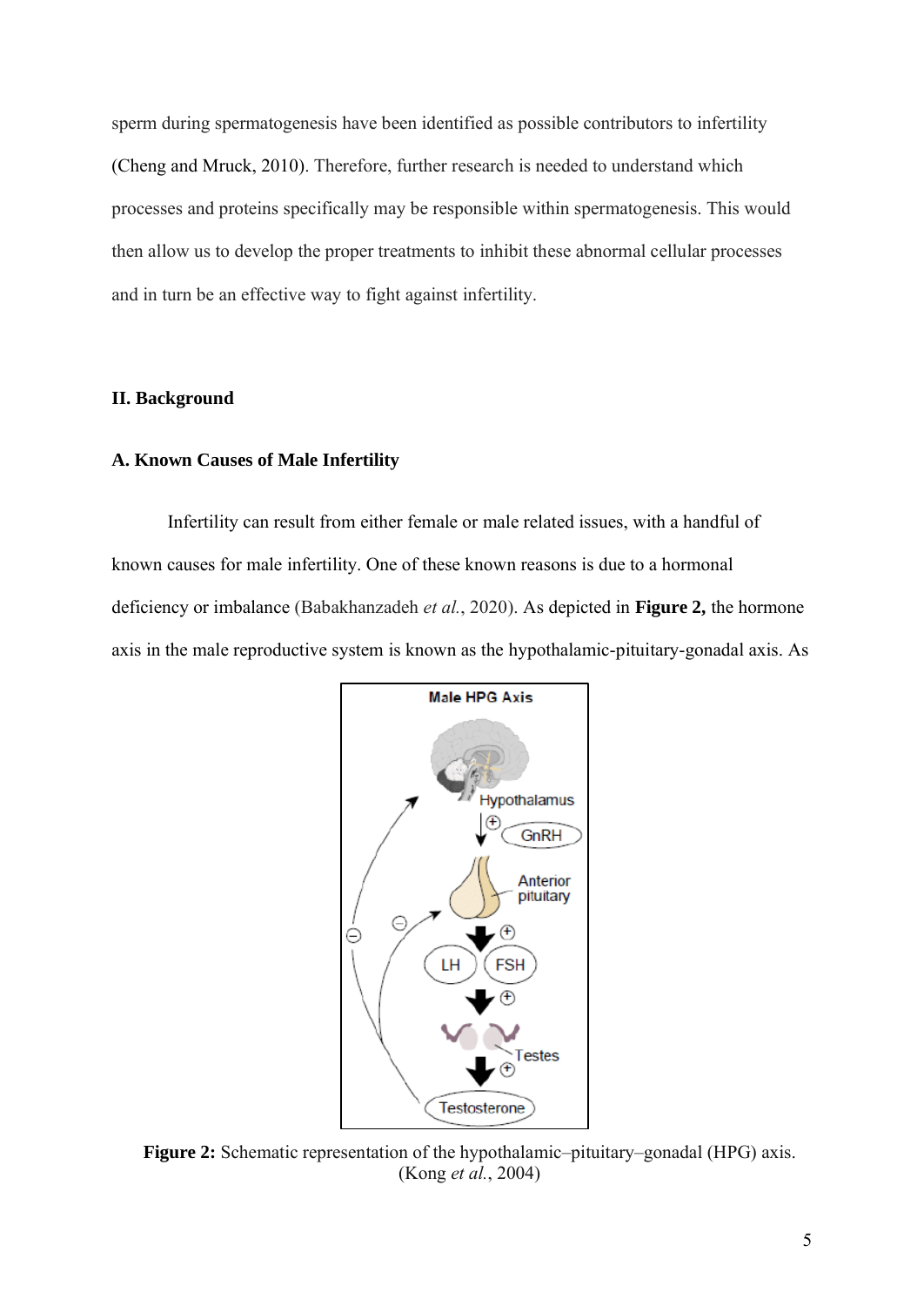sperm during spermatogenesis have been identified as possible contributors to infertility (Cheng and Mruck, 2010). Therefore, further research is needed to understand which processes and proteins specifically may be responsible within spermatogenesis. This would then allow us to develop the proper treatments to inhibit these abnormal cellular processes and in turn be an effective way to fight against infertility.

## II. Background

### A. Known Causes of Male Infertility

Infertility can result from either female or male related issues, with a handful of known causes for male infertility. One of these known reasons is due to a hormonal deficiency or imbalance (Babakhanzadeh *et al.*, 2020). As depicted in **Figure 2,** the hormone axis in the male reproductive system is known as the hypothalamic-pituitary-gonadal axis. As

**Figure 2:** Schematic representation of the hypothalamic–pituitary–gonadal (HPG) axis. (Kong *et al.*, 2004)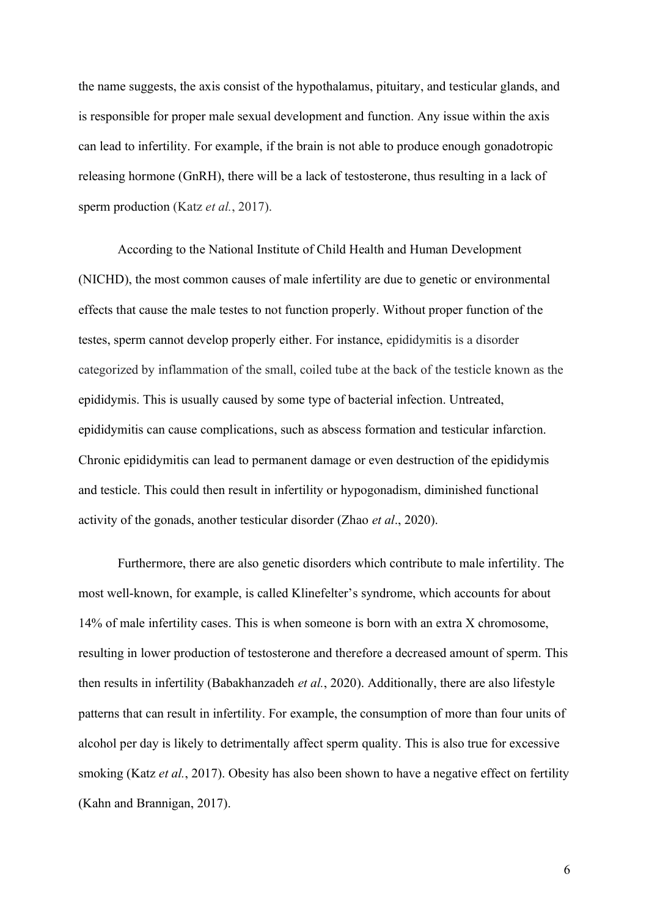the name suggests, the axis consist of the hypothalamus, pituitary, and testicular glands, and is responsible for proper male sexual development and function. Any issue within the axis can lead to infertility. For example, if the brain is not able to produce enough gonadotropic releasing hormone (GnRH), there will be a lack of testosterone, thus resulting in a lack of sperm production (Katz *et al.*, 2017).

According to the National Institute of Child Health and Human Development (NICHD), the most common causes of male infertility are due to genetic or environmental effects that cause the male testes to not function properly. Without proper function of the testes, sperm cannot develop properly either. For instance, epididymitis is a disorder categorized by inflammation of the small, coiled tube at the back of the testicle known as the epididymis. This is usually caused by some type of bacterial infection. Untreated, epididymitis can cause complications, such as abscess formation and testicular infarction. Chronic epididymitis can lead to permanent damage or even destruction of the epididymis and testicle. This could then result in infertility or hypogonadism, diminished functional activity of the gonads, another testicular disorder (Zhao *et al*., 2020).

Furthermore, there are also genetic disorders which contribute to male infertility. The most well-known, for example, is called Klinefelter's syndrome, which accounts for about 14% of male infertility cases. This is when someone is born with an extra X chromosome, resulting in lower production of testosterone and therefore a decreased amount of sperm. This then results in infertility (Babakhanzadeh *et al.*, 2020). Additionally, there are also lifestyle patterns that can result in infertility. For example, the consumption of more than four units of alcohol per day is likely to detrimentally affect sperm quality. This is also true for excessive smoking (Katz *et al.*, 2017). Obesity has also been shown to have a negative effect on fertility (Kahn and Brannigan, 2017).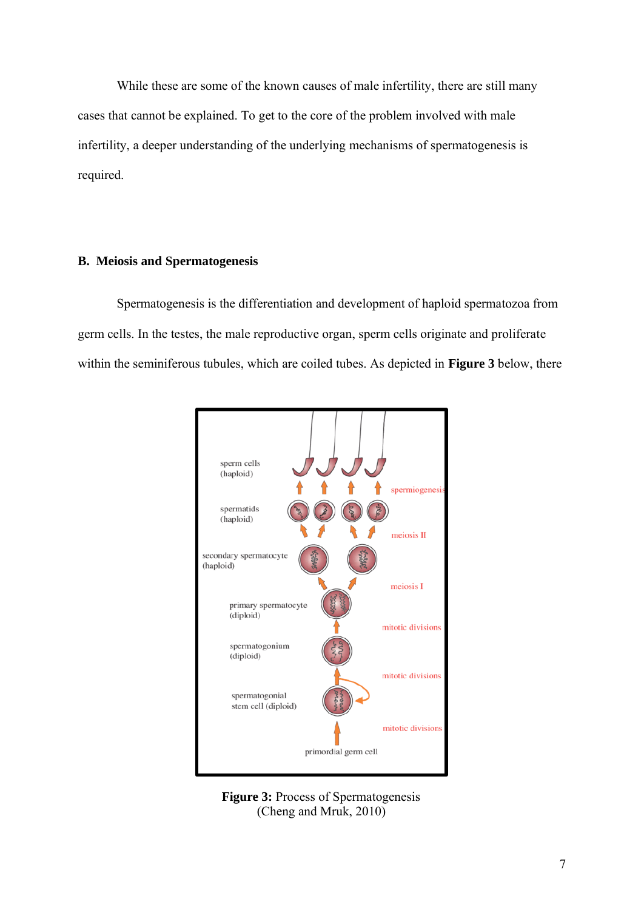While these are some of the known causes of male infertility, there are still many cases that cannot be explained. To get to the core of the problem involved with male infertility, a deeper understanding of the underlying mechanisms of spermatogenesis is required.

## B. Meiosis and Spermatogenesis

Spermatogenesis is the differentiation and development of haploid spermatozoa from germ cells. In the testes, the male reproductive organ, sperm cells originate and proliferate within the seminiferous tubules, which are coiled tubes. As depicted in **Figure 3** below, there

**Figure 3:** Process of Spermatogenesis
(Cheng and Mruk, 2010)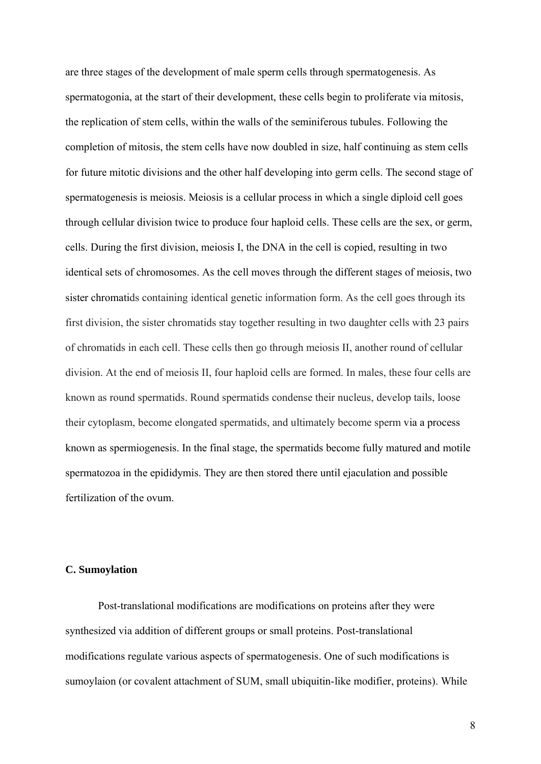are three stages of the development of male sperm cells through spermatogenesis. As spermatogonia, at the start of their development, these cells begin to proliferate via mitosis, the replication of stem cells, within the walls of the seminiferous tubules. Following the completion of mitosis, the stem cells have now doubled in size, half continuing as stem cells for future mitotic divisions and the other half developing into germ cells. The second stage of spermatogenesis is meiosis. Meiosis is a cellular process in which a single diploid cell goes through cellular division twice to produce four haploid cells. These cells are the sex, or germ, cells. During the first division, meiosis I, the DNA in the cell is copied, resulting in two identical sets of chromosomes. As the cell moves through the different stages of meiosis, two sister chromatids containing identical genetic information form. As the cell goes through its first division, the sister chromatids stay together resulting in two daughter cells with 23 pairs of chromatids in each cell. These cells then go through meiosis II, another round of cellular division. At the end of meiosis II, four haploid cells are formed. In males, these four cells are known as round spermatids. Round spermatids condense their nucleus, develop tails, loose their cytoplasm, become elongated spermatids, and ultimately become sperm via a process known as spermiogenesis. In the final stage, the spermatids become fully matured and motile spermatozoa in the epididymis. They are then stored there until ejaculation and possible fertilization of the ovum.

### C. Sumoylation

Post-translational modifications are modifications on proteins after they were synthesized via addition of different groups or small proteins. Post-translational modifications regulate various aspects of spermatogenesis. One of such modifications is sumoylaion (or covalent attachment of SUM, small ubiquitin-like modifier, proteins). While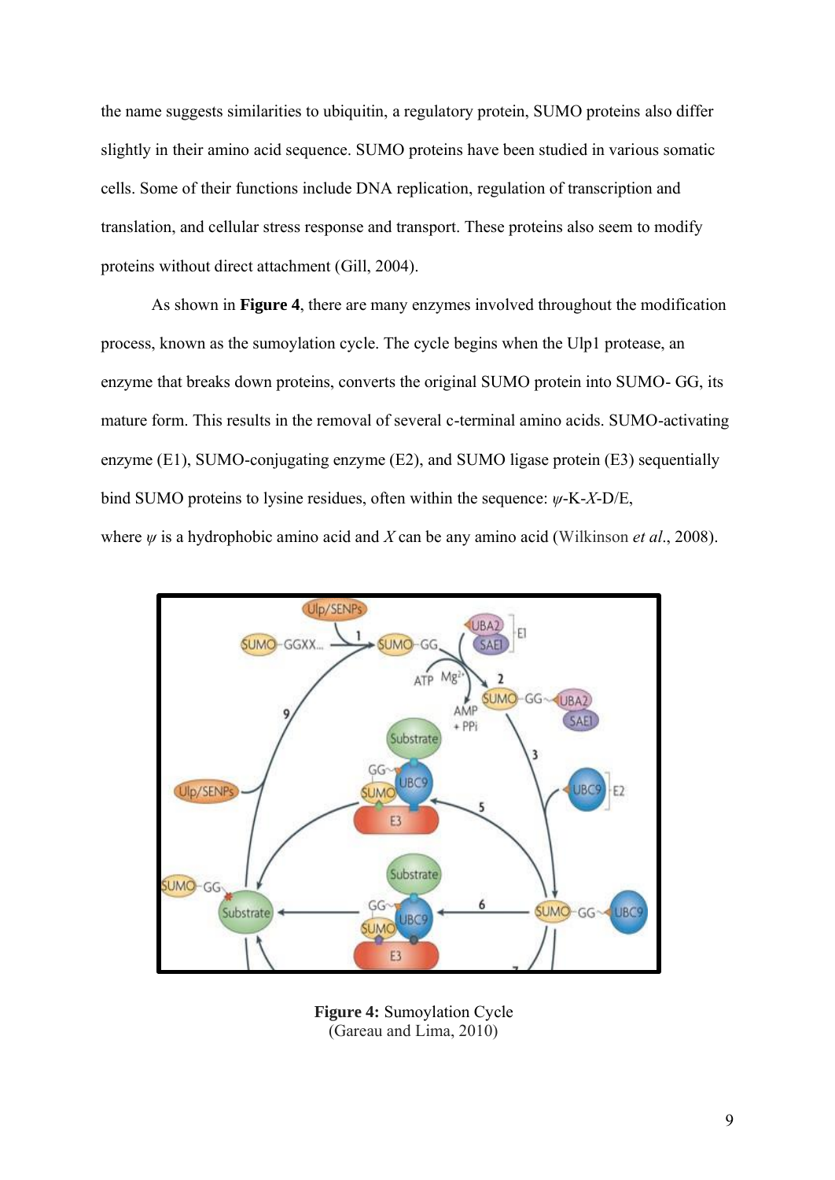the name suggests similarities to ubiquitin, a regulatory protein, SUMO proteins also differ slightly in their amino acid sequence. SUMO proteins have been studied in various somatic cells. Some of their functions include DNA replication, regulation of transcription and translation, and cellular stress response and transport. These proteins also seem to modify proteins without direct attachment (Gill, 2004).

As shown in **Figure 4**, there are many enzymes involved throughout the modification process, known as the sumoylation cycle. The cycle begins when the Ulp1 protease, an enzyme that breaks down proteins, converts the original SUMO protein into SUMO- GG, its mature form. This results in the removal of several c-terminal amino acids. SUMO-activating enzyme (E1), SUMO-conjugating enzyme (E2), and SUMO ligase protein (E3) sequentially bind SUMO proteins to lysine residues, often within the sequence: *ψ*-K-*X*-D/E, where *ψ* is a hydrophobic amino acid and *X* can be any amino acid (Wilkinson *et al*., 2008).

**Figure 4:** Sumoylation Cycle
(Gareau and Lima, 2010)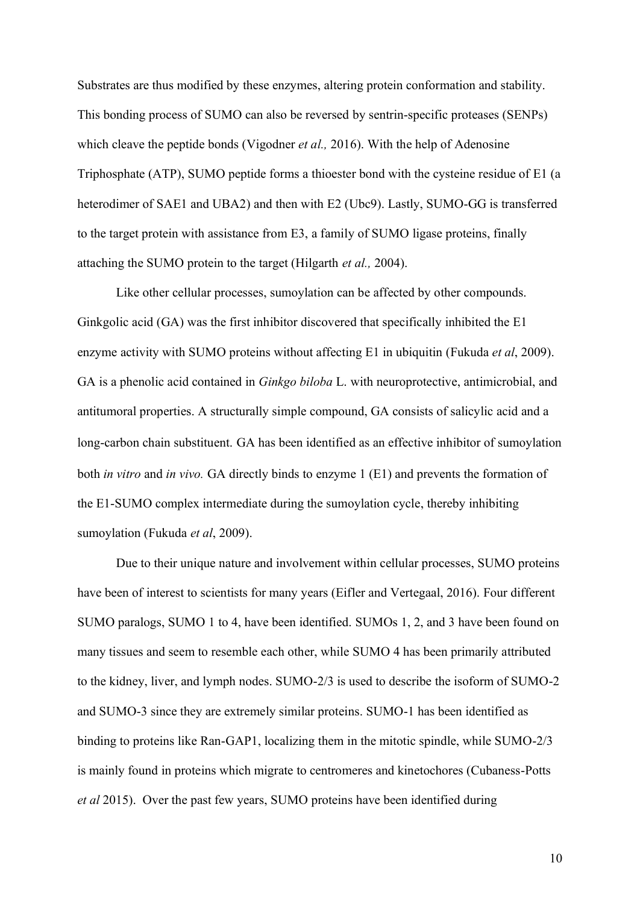Substrates are thus modified by these enzymes, altering protein conformation and stability. This bonding process of SUMO can also be reversed by sentrin-specific proteases (SENPs) which cleave the peptide bonds (Vigodner *et al.,* 2016). With the help of Adenosine Triphosphate (ATP), SUMO peptide forms a thioester bond with the cysteine residue of E1 (a heterodimer of SAE1 and UBA2) and then with E2 (Ubc9). Lastly, SUMO-GG is transferred to the target protein with assistance from E3, a family of SUMO ligase proteins, finally attaching the SUMO protein to the target (Hilgarth *et al.,* 2004).

Like other cellular processes, sumoylation can be affected by other compounds. Ginkgolic acid (GA) was the first inhibitor discovered that specifically inhibited the E1 enzyme activity with SUMO proteins without affecting E1 in ubiquitin (Fukuda *et al*, 2009). GA is a phenolic acid contained in *Ginkgo biloba* L. with neuroprotective, antimicrobial, and antitumoral properties. A structurally simple compound, GA consists of salicylic acid and a long-carbon chain substituent. GA has been identified as an effective inhibitor of sumoylation both *in vitro* and *in vivo.* GA directly binds to enzyme 1 (E1) and prevents the formation of the E1-SUMO complex intermediate during the sumoylation cycle, thereby inhibiting sumoylation (Fukuda *et al*, 2009).

Due to their unique nature and involvement within cellular processes, SUMO proteins have been of interest to scientists for many years (Eifler and Vertegaal, 2016). Four different SUMO paralogs, SUMO 1 to 4, have been identified. SUMOs 1, 2, and 3 have been found on many tissues and seem to resemble each other, while SUMO 4 has been primarily attributed to the kidney, liver, and lymph nodes. SUMO-2/3 is used to describe the isoform of SUMO-2 and SUMO-3 since they are extremely similar proteins. SUMO-1 has been identified as binding to proteins like Ran-GAP1, localizing them in the mitotic spindle, while SUMO-2/3 is mainly found in proteins which migrate to centromeres and kinetochores (Cubaness-Potts *et al* 2015). Over the past few years, SUMO proteins have been identified during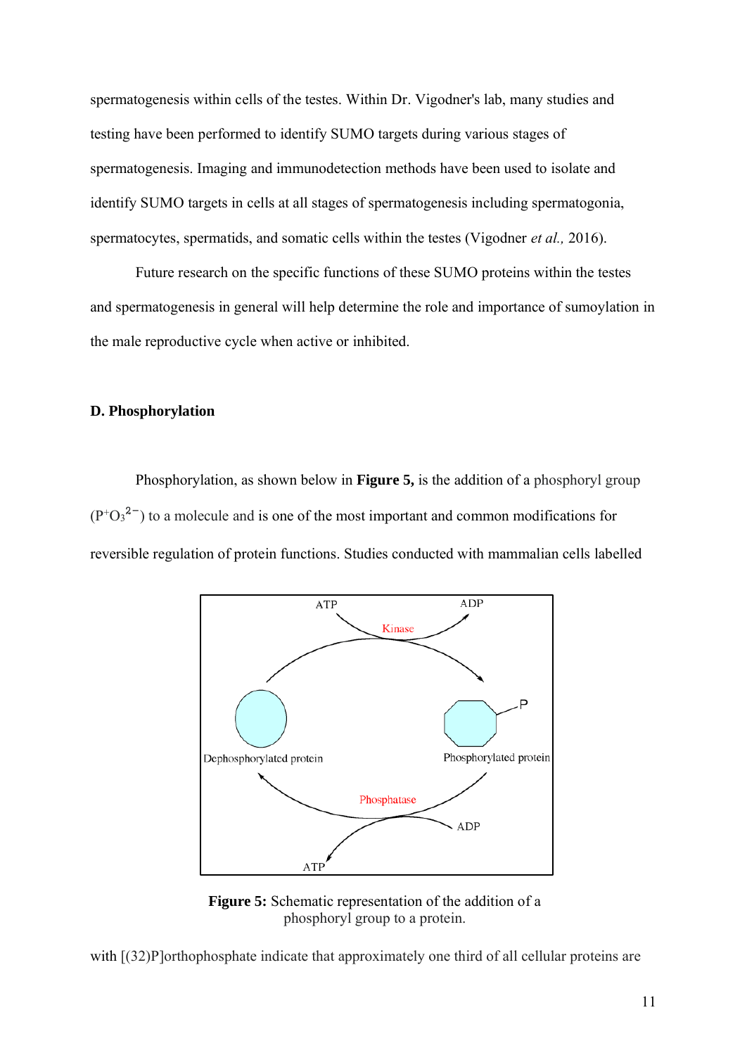spermatogenesis within cells of the testes. Within Dr. Vigodner's lab, many studies and testing have been performed to identify SUMO targets during various stages of spermatogenesis. Imaging and immunodetection methods have been used to isolate and identify SUMO targets in cells at all stages of spermatogenesis including spermatogonia, spermatocytes, spermatids, and somatic cells within the testes (Vigodner *et al.,* 2016).

Future research on the specific functions of these SUMO proteins within the testes and spermatogenesis in general will help determine the role and importance of sumoylation in the male reproductive cycle when active or inhibited.

**D. Phosphorylation**

Phosphorylation, as shown below in **Figure 5,** is the addition of a phosphoryl group ($P^{+}O_3^{2-}$) to a molecule and is one of the most important and common modifications for reversible regulation of protein functions. Studies conducted with mammalian cells labelled

ATP ADP Kinase Dephosphorylated protein Phosphorylated protein P Phosphatase ADP ATP

**Figure 5:** Schematic representation of the addition of a phosphoryl group to a protein.

with [(32)P]orthophosphate indicate that approximately one third of all cellular proteins are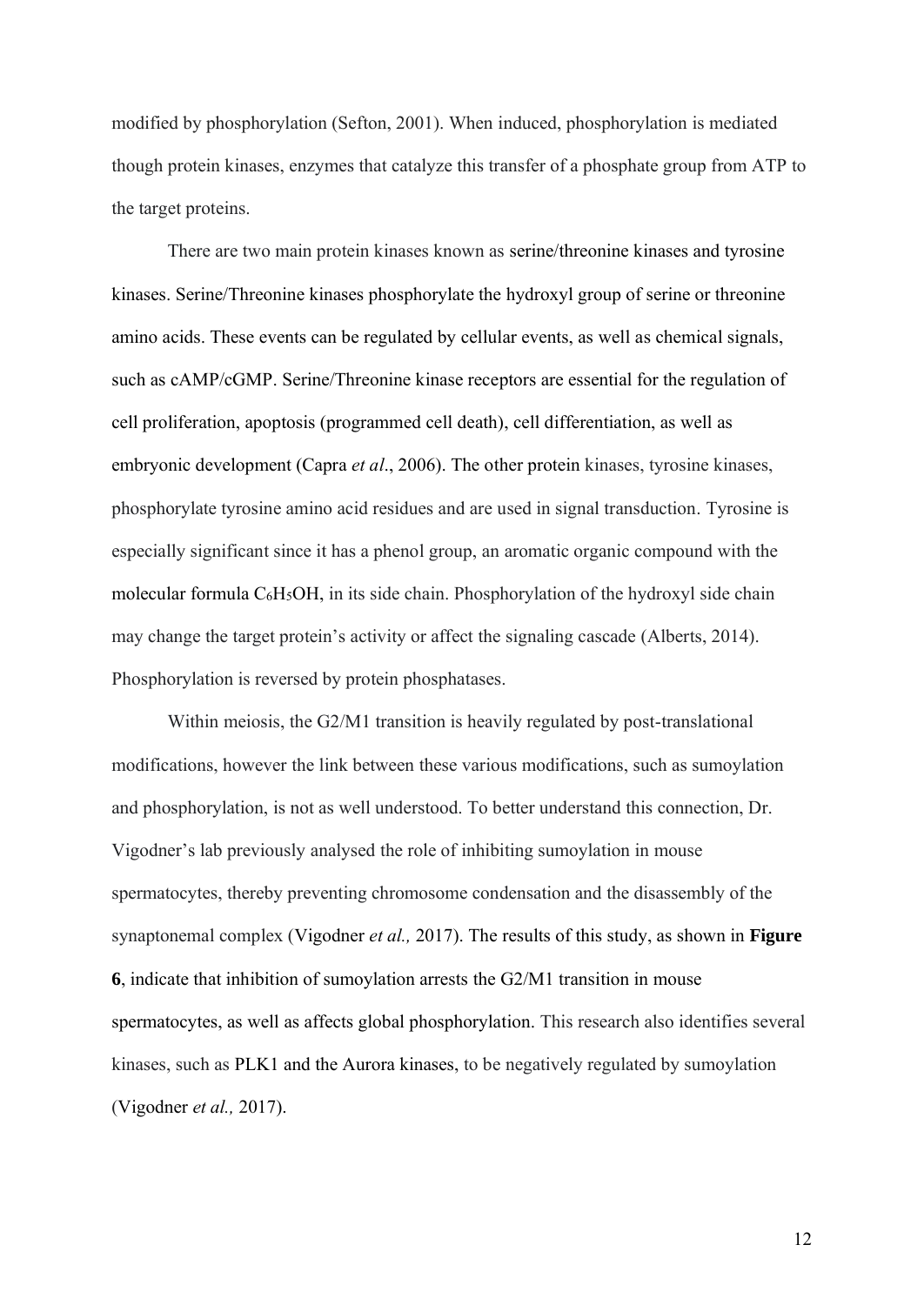modified by phosphorylation (Sefton, 2001). When induced, phosphorylation is mediated though protein kinases, enzymes that catalyze this transfer of a phosphate group from ATP to the target proteins.

There are two main protein kinases known as serine/threonine kinases and tyrosine kinases. Serine/Threonine kinases phosphorylate the hydroxyl group of serine or threonine amino acids. These events can be regulated by cellular events, as well as chemical signals, such as cAMP/cGMP. Serine/Threonine kinase receptors are essential for the regulation of cell proliferation, apoptosis (programmed cell death), cell differentiation, as well as embryonic development (Capra *et al*., 2006). The other protein kinases, tyrosine kinases, phosphorylate tyrosine amino acid residues and are used in signal transduction. Tyrosine is especially significant since it has a phenol group, an aromatic organic compound with the molecular formula $C_6H_5OH$, in its side chain. Phosphorylation of the hydroxyl side chain may change the target protein's activity or affect the signaling cascade (Alberts, 2014). Phosphorylation is reversed by protein phosphatases.

Within meiosis, the G2/M1 transition is heavily regulated by post-translational modifications, however the link between these various modifications, such as sumoylation and phosphorylation, is not as well understood. To better understand this connection, Dr. Vigodner's lab previously analysed the role of inhibiting sumoylation in mouse spermatocytes, thereby preventing chromosome condensation and the disassembly of the synaptonemal complex (Vigodner *et al.,* 2017). The results of this study, as shown in **Figure 6**, indicate that inhibition of sumoylation arrests the G2/M1 transition in mouse spermatocytes, as well as affects global phosphorylation. This research also identifies several kinases, such as PLK1 and the Aurora kinases, to be negatively regulated by sumoylation (Vigodner *et al.,* 2017).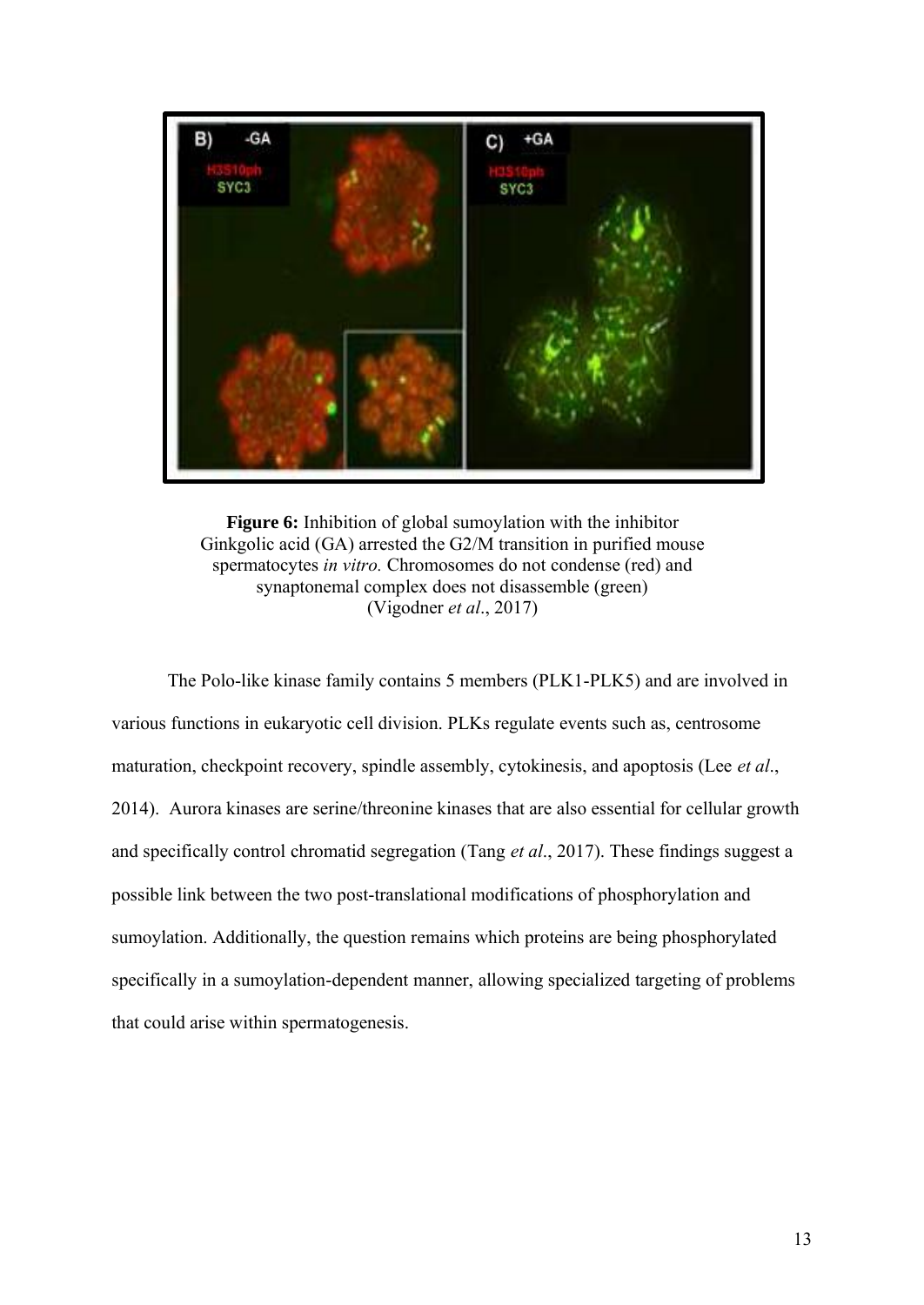**Figure 6:** Inhibition of global sumoylation with the inhibitor Ginkgolic acid (GA) arrested the G2/M transition in purified mouse spermatocytes *in vitro.* Chromosomes do not condense (red) and synaptonemal complex does not disassemble (green) (Vigodner *et al*., 2017)

The Polo-like kinase family contains 5 members (PLK1-PLK5) and are involved in various functions in eukaryotic cell division. PLKs regulate events such as, centrosome maturation, checkpoint recovery, spindle assembly, cytokinesis, and apoptosis (Lee *et al*., 2014). Aurora kinases are serine/threonine kinases that are also essential for cellular growth and specifically control chromatid segregation (Tang *et al*., 2017). These findings suggest a possible link between the two post-translational modifications of phosphorylation and sumoylation. Additionally, the question remains which proteins are being phosphorylated specifically in a sumoylation-dependent manner, allowing specialized targeting of problems that could arise within spermatogenesis.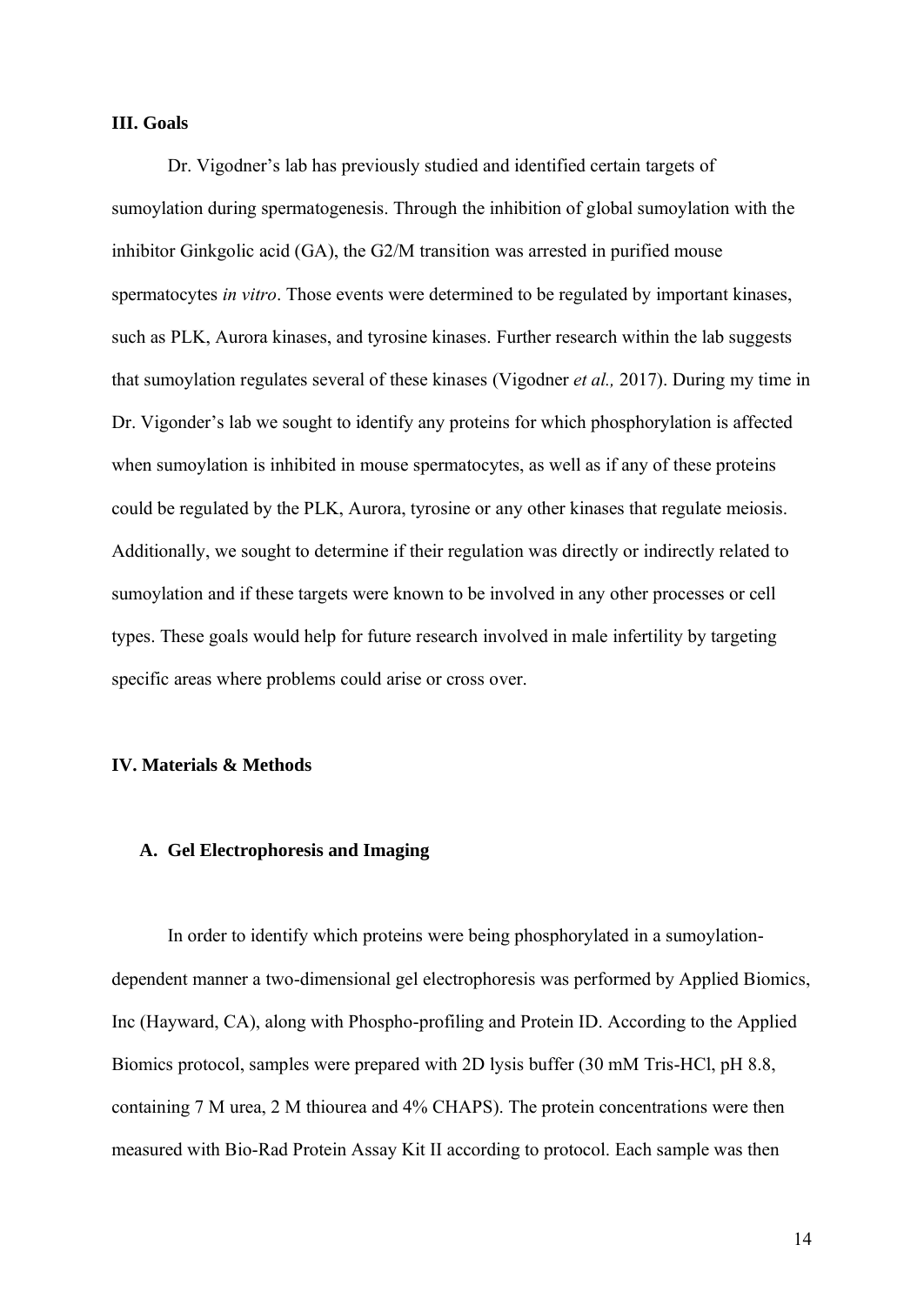### III. Goals

Dr. Vigodner's lab has previously studied and identified certain targets of sumoylation during spermatogenesis. Through the inhibition of global sumoylation with the inhibitor Ginkgolic acid (GA), the G2/M transition was arrested in purified mouse spermatocytes *in vitro*. Those events were determined to be regulated by important kinases, such as PLK, Aurora kinases, and tyrosine kinases. Further research within the lab suggests that sumoylation regulates several of these kinases (Vigodner *et al.,* 2017). During my time in Dr. Vigonder's lab we sought to identify any proteins for which phosphorylation is affected when sumoylation is inhibited in mouse spermatocytes, as well as if any of these proteins could be regulated by the PLK, Aurora, tyrosine or any other kinases that regulate meiosis. Additionally, we sought to determine if their regulation was directly or indirectly related to sumoylation and if these targets were known to be involved in any other processes or cell types. These goals would help for future research involved in male infertility by targeting specific areas where problems could arise or cross over.

### IV. Materials & Methods

#### A. Gel Electrophoresis and Imaging

In order to identify which proteins were being phosphorylated in a sumoylation-dependent manner a two-dimensional gel electrophoresis was performed by Applied Biomics, Inc (Hayward, CA), along with Phospho-profiling and Protein ID. According to the Applied Biomics protocol, samples were prepared with 2D lysis buffer (30 mM Tris-HCl, pH 8.8, containing 7 M urea, 2 M thiourea and 4% CHAPS). The protein concentrations were then measured with Bio-Rad Protein Assay Kit II according to protocol. Each sample was then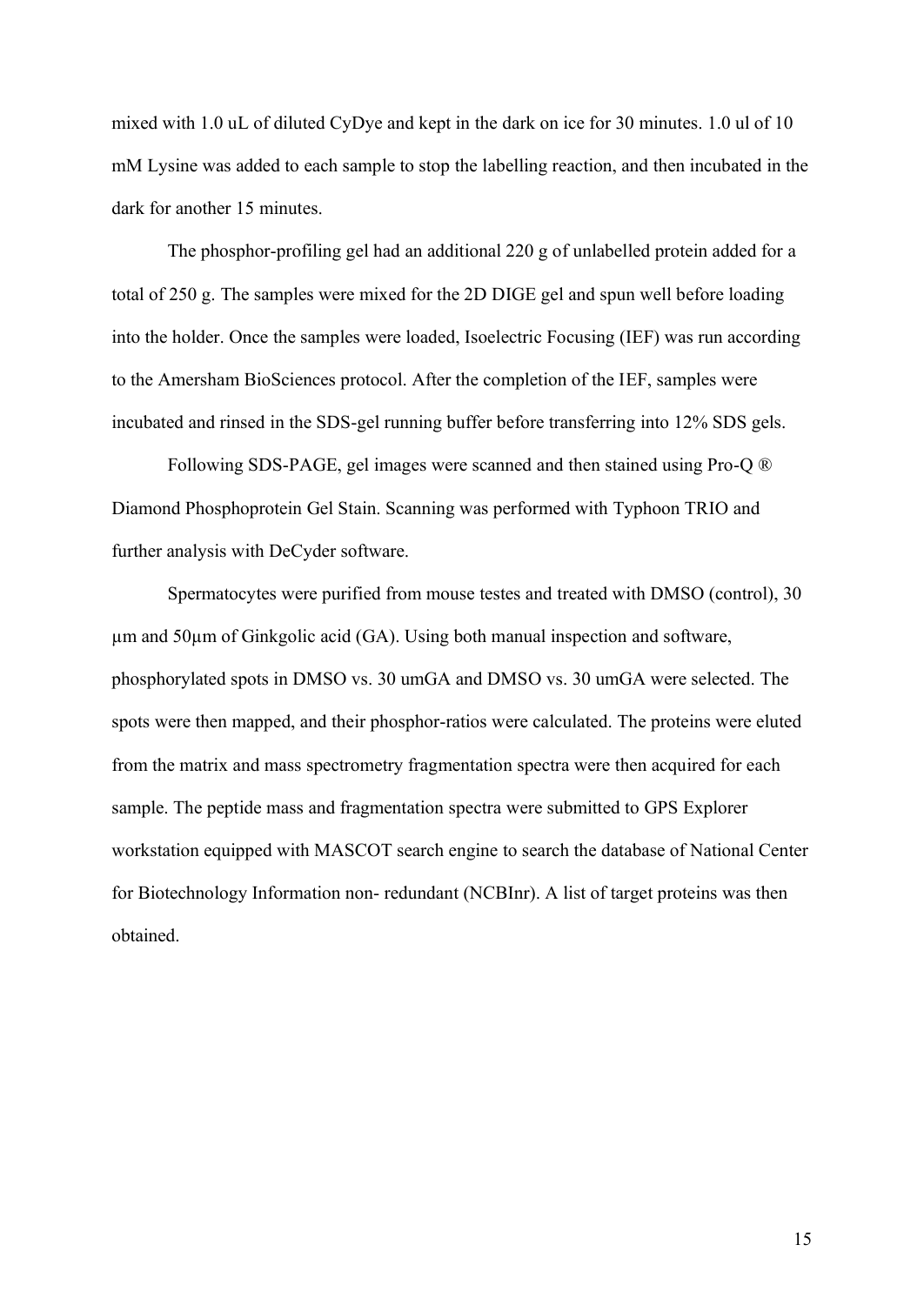mixed with 1.0 uL of diluted CyDye and kept in the dark on ice for 30 minutes. 1.0 ul of 10 mM Lysine was added to each sample to stop the labelling reaction, and then incubated in the dark for another 15 minutes.

The phosphor-profiling gel had an additional 220 g of unlabelled protein added for a total of 250 g. The samples were mixed for the 2D DIGE gel and spun well before loading into the holder. Once the samples were loaded, Isoelectric Focusing (IEF) was run according to the Amersham BioSciences protocol. After the completion of the IEF, samples were incubated and rinsed in the SDS-gel running buffer before transferring into 12% SDS gels.

Following SDS-PAGE, gel images were scanned and then stained using Pro-Q ® Diamond Phosphoprotein Gel Stain. Scanning was performed with Typhoon TRIO and further analysis with DeCyder software.

Spermatocytes were purified from mouse testes and treated with DMSO (control), 30 µm and 50µm of Ginkgolic acid (GA). Using both manual inspection and software, phosphorylated spots in DMSO vs. 30 umGA and DMSO vs. 30 umGA were selected. The spots were then mapped, and their phosphor-ratios were calculated. The proteins were eluted from the matrix and mass spectrometry fragmentation spectra were then acquired for each sample. The peptide mass and fragmentation spectra were submitted to GPS Explorer workstation equipped with MASCOT search engine to search the database of National Center for Biotechnology Information non- redundant (NCBInr). A list of target proteins was then obtained.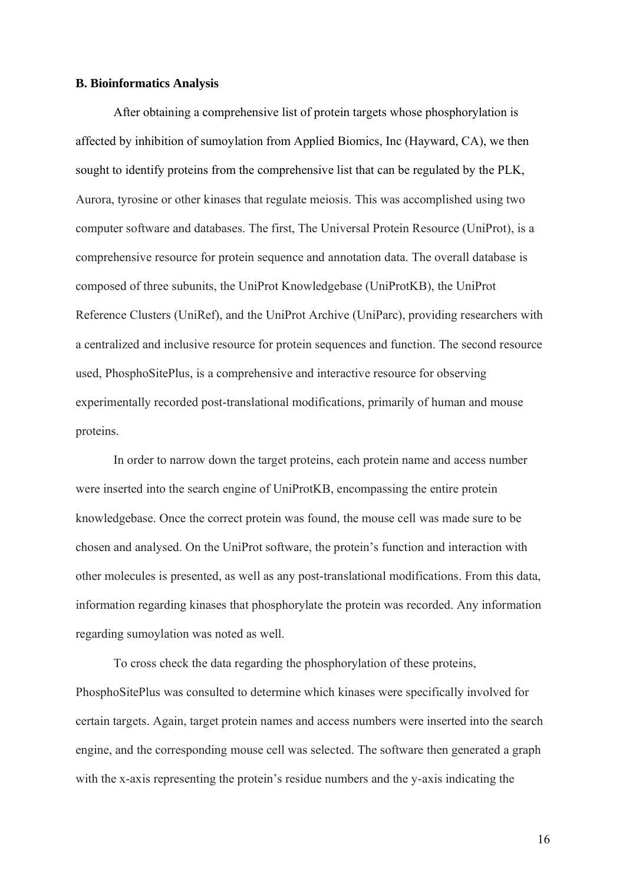**B. Bioinformatics Analysis**

After obtaining a comprehensive list of protein targets whose phosphorylation is affected by inhibition of sumoylation from Applied Biomics, Inc (Hayward, CA), we then sought to identify proteins from the comprehensive list that can be regulated by the PLK, Aurora, tyrosine or other kinases that regulate meiosis. This was accomplished using two computer software and databases. The first, The Universal Protein Resource (UniProt), is a comprehensive resource for protein sequence and annotation data. The overall database is composed of three subunits, the UniProt Knowledgebase (UniProtKB), the UniProt Reference Clusters (UniRef), and the UniProt Archive (UniParc), providing researchers with a centralized and inclusive resource for protein sequences and function. The second resource used, PhosphoSitePlus, is a comprehensive and interactive resource for observing experimentally recorded post-translational modifications, primarily of human and mouse proteins.

In order to narrow down the target proteins, each protein name and access number were inserted into the search engine of UniProtKB, encompassing the entire protein knowledgebase. Once the correct protein was found, the mouse cell was made sure to be chosen and analysed. On the UniProt software, the protein's function and interaction with other molecules is presented, as well as any post-translational modifications. From this data, information regarding kinases that phosphorylate the protein was recorded. Any information regarding sumoylation was noted as well.

To cross check the data regarding the phosphorylation of these proteins, PhosphoSitePlus was consulted to determine which kinases were specifically involved for certain targets. Again, target protein names and access numbers were inserted into the search engine, and the corresponding mouse cell was selected. The software then generated a graph with the x-axis representing the protein's residue numbers and the y-axis indicating the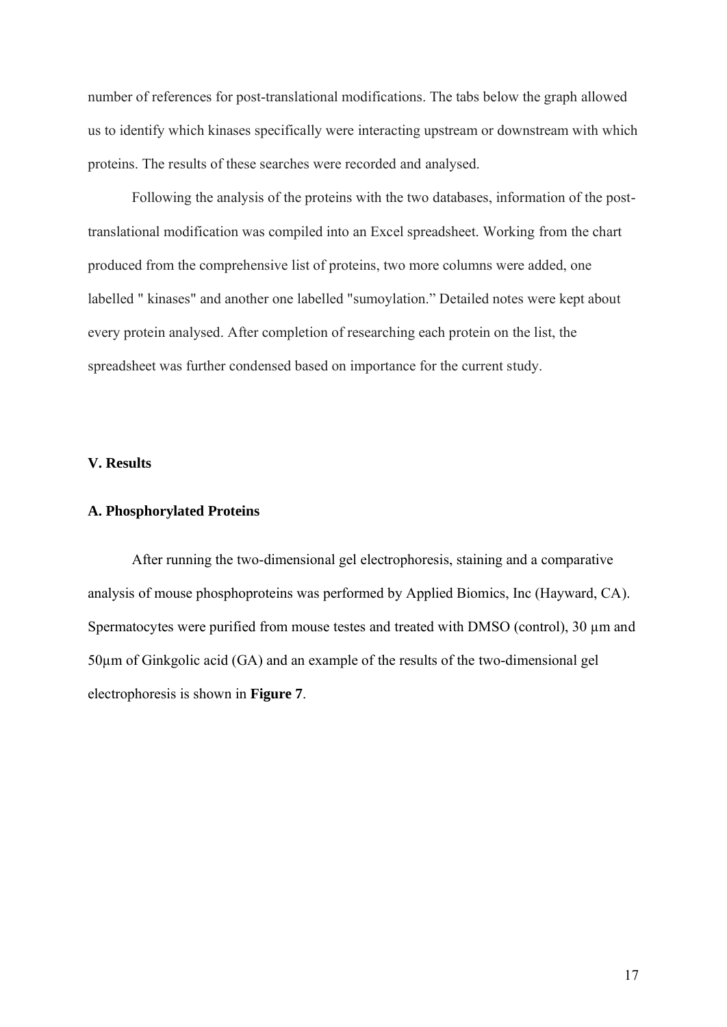number of references for post-translational modifications. The tabs below the graph allowed us to identify which kinases specifically were interacting upstream or downstream with which proteins. The results of these searches were recorded and analysed.

Following the analysis of the proteins with the two databases, information of the post-translational modification was compiled into an Excel spreadsheet. Working from the chart produced from the comprehensive list of proteins, two more columns were added, one labelled " kinases" and another one labelled "sumoylation." Detailed notes were kept about every protein analysed. After completion of researching each protein on the list, the spreadsheet was further condensed based on importance for the current study.

## V. Results

### A. Phosphorylated Proteins

After running the two-dimensional gel electrophoresis, staining and a comparative analysis of mouse phosphoproteins was performed by Applied Biomics, Inc (Hayward, CA). Spermatocytes were purified from mouse testes and treated with DMSO (control), 30 µm and 50µm of Ginkgolic acid (GA) and an example of the results of the two-dimensional gel electrophoresis is shown in **Figure 7**.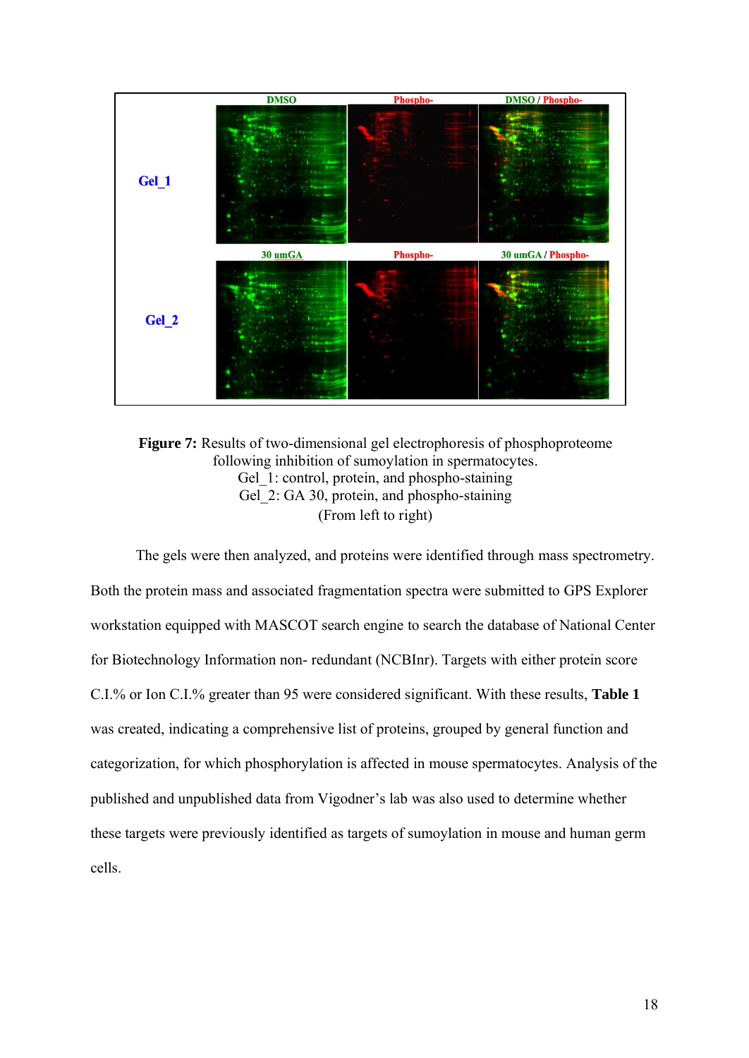**Figure 7:** Results of two-dimensional gel electrophoresis of phosphoproteome following inhibition of sumoylation in spermatocytes.
Gel_1: control, protein, and phospho-staining
Gel_2: GA 30, protein, and phospho-staining
(From left to right)

The gels were then analyzed, and proteins were identified through mass spectrometry. Both the protein mass and associated fragmentation spectra were submitted to GPS Explorer workstation equipped with MASCOT search engine to search the database of National Center for Biotechnology Information non- redundant (NCBInr). Targets with either protein score C.I.% or Ion C.I.% greater than 95 were considered significant. With these results, **Table 1** was created, indicating a comprehensive list of proteins, grouped by general function and categorization, for which phosphorylation is affected in mouse spermatocytes. Analysis of the published and unpublished data from Vigodner's lab was also used to determine whether these targets were previously identified as targets of sumoylation in mouse and human germ cells.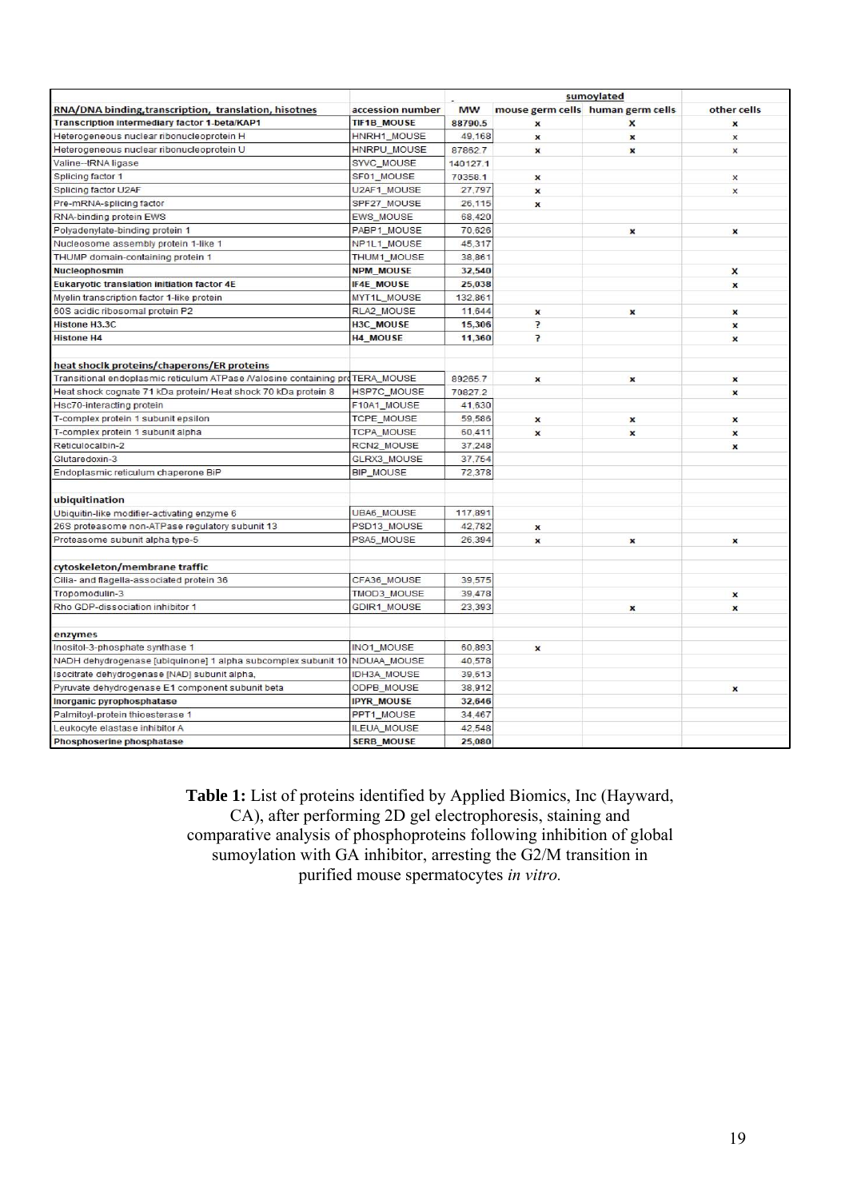| RNA/DNA binding,transcription, translation, hisotnes | accession number | MW | sumoylated | | |
|---|---|---|---|---|---|
| | | | mouse germ cells | human germ cells | other cells |
| **Transcription intermediary factor 1-beta/KAP1** | **TIF1B_MOUSE** | **88790.5** | x | X | x |
| Heterogeneous nuclear ribonucleoprotein H | HNRH1_MOUSE | 49,168 | x | x | x |
| Heterogeneous nuclear ribonucleoprotein U | HNRPU_MOUSE | 87862.7 | x | x | x |
| Valine--tRNA ligase | SYVC_MOUSE | 140127.1 | | | |
| Splicing factor 1 | SF01_MOUSE | 70358.1 | x | | x |
| Splicing factor U2AF | U2AF1_MOUSE | 27,797 | x | | x |
| Pre-mRNA-splicing factor | SPF27_MOUSE | 26,115 | x | | |
| RNA-binding protein EWS | EWS_MOUSE | 68,420 | | | |
| Polyadenylate-binding protein 1 | PABP1_MOUSE | 70,626 | | x | x |
| Nucleosome assembly protein 1-like 1 | NP1L1_MOUSE | 45,317 | | | |
| THUMP domain-containing protein 1 | THUM1_MOUSE | 38,861 | | | |
| **Nucleophosmin** | **NPM_MOUSE** | **32,540** | | | X |
| **Eukaryotic translation initiation factor 4E** | **IF4E_MOUSE** | **25,038** | | | x |
| Myelin transcription factor 1-like protein | MYT1L_MOUSE | 132,861 | | | |
| 60S acidic ribosomal protein P2 | RLA2_MOUSE | 11,644 | x | x | x |
| **Histone H3.3C** | **H3C_MOUSE** | **15,306** | ? | | x |
| **Histone H4** | **H4_MOUSE** | **11,360** | ? | | x |
| | | | | | |
| **heat shocik proteins/chaperons/ER proteins** | | | | | |
| Transitional endoplasmic reticulum ATPase /Valosine containing pro | TERA_MOUSE | 89265.7 | x | x | x |
| Heat shock cognate 71 kDa protein/ Heat shock 70 kDa protein 8 | HSP7C_MOUSE | 70827.2 | | | x |
| Hsc70-interacting protein | F10A1_MOUSE | 41,630 | | | |
| T-complex protein 1 subunit epsilon | TCPE_MOUSE | 59,586 | x | x | x |
| T-complex protein 1 subunit alpha | TCPA_MOUSE | 60,411 | x | x | x |
| Reticulocalbin-2 | RCN2_MOUSE | 37,248 | | | x |
| Glutaredoxin-3 | GLRX3_MOUSE | 37,754 | | | |
| Endoplasmic reticulum chaperone BiP | BIP_MOUSE | 72,378 | | | |
| | | | | | |
| **ubiquitination** | | | | | |
| Ubiquitin-like modifier-activating enzyme 6 | UBA6_MOUSE | 117,891 | | | |
| 26S proteasome non-ATPase regulatory subunit 13 | PSD13_MOUSE | 42,782 | x | | |
| Proteasome subunit alpha type-5 | PSA5_MOUSE | 26,394 | x | x | x |
| | | | | | |
| **cytoskeleton/membrane traffic** | | | | | |
| Cilia- and flagella-associated protein 36 | CFA36_MOUSE | 39,575 | | | |
| Tropomodulin-3 | TMOD3_MOUSE | 39,478 | | | x |
| Rho GDP-dissociation inhibitor 1 | GDIR1_MOUSE | 23,393 | | x | x |
| | | | | | |
| **enzymes** | | | | | |
| Inositol-3-phosphate synthase 1 | INO1_MOUSE | 60,893 | x | | |
| NADH dehydrogenase [ubiquinone] 1 alpha subcomplex subunit 10 | NDUAA_MOUSE | 40,578 | | | |
| Isocitrate dehydrogenase [NAD] subunit alpha, | IDH3A_MOUSE | 39,613 | | | |
| Pyruvate dehydrogenase E1 component subunit beta | ODPB_MOUSE | 38,912 | | | x |
| **Inorganic pyrophosphatase** | **IPYR_MOUSE** | **32,646** | | | |
| Palmitoyl-protein thioesterase 1 | PPT1_MOUSE | 34,467 | | | |
| Leukocyte elastase inhibitor A | ILEUA_MOUSE | 42,548 | | | |
| **Phosphoserine phosphatase** | **SERB_MOUSE** | **25,080** | | | |

**Table 1:** List of proteins identified by Applied Biomics, Inc (Hayward, CA), after performing 2D gel electrophoresis, staining and comparative analysis of phosphoproteins following inhibition of global sumoylation with GA inhibitor, arresting the G2/M transition in purified mouse spermatocytes *in vitro.*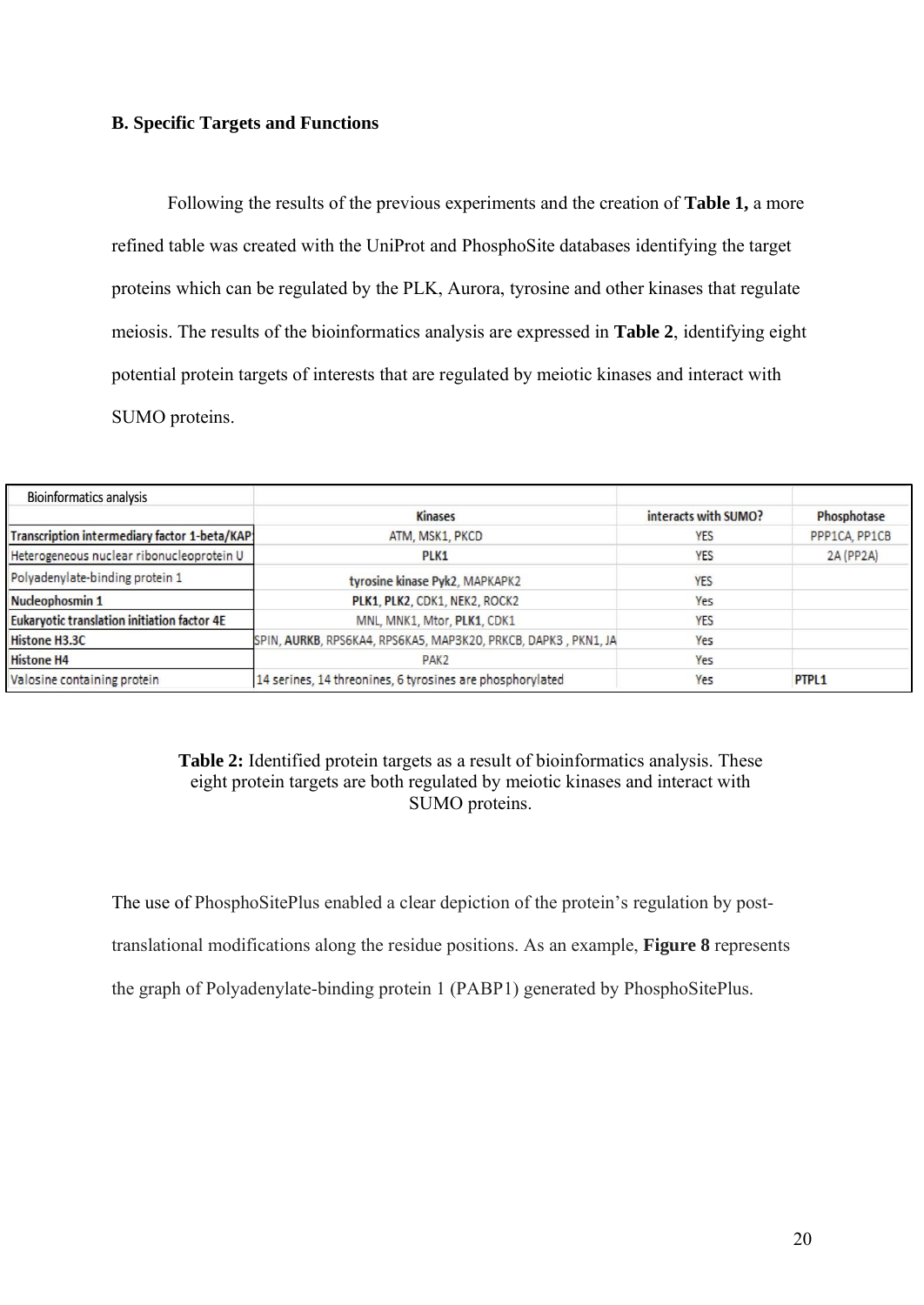### B. Specific Targets and Functions

Following the results of the previous experiments and the creation of **Table 1,** a more refined table was created with the UniProt and PhosphoSite databases identifying the target proteins which can be regulated by the PLK, Aurora, tyrosine and other kinases that regulate meiosis. The results of the bioinformatics analysis are expressed in **Table 2**, identifying eight potential protein targets of interests that are regulated by meiotic kinases and interact with SUMO proteins.

| Bioinformatics analysis | | | |
|---|---|---|---|
| | **Kinases** | **interacts with SUMO?** | **Phosphotase** |
| **Transcription intermediary factor 1-beta/KAP** | ATM, MSK1, PKCD | YES | PPP1CA, PP1CB |
| Heterogeneous nuclear ribonucleoprotein U | **PLK1** | YES | 2A (PP2A) |
| Polyadenylate-binding protein 1 | **tyrosine kinase Pyk2**, MAPKAPK2 | YES | |
| **Nucleophosmin 1** | **PLK1**, **PLK2**, CDK1, NEK2, ROCK2 | Yes | |
| **Eukaryotic translation initiation factor 4E** | MNL, MNK1, Mtor, **PLK1**, CDK1 | YES | |
| **Histone H3.3C** | SPIN, **AURKB**, RPS6KA4, RPS6KA5, MAP3K20, PRKCB, DAPK3 , PKN1, JA | Yes | |
| **Histone H4** | PAK2 | Yes | |
| Valosine containing protein | 14 serines, 14 threonines, 6 tyrosines are phosphorylated | Yes | **PTPL1** |

**Table 2:** Identified protein targets as a result of bioinformatics analysis. These eight protein targets are both regulated by meiotic kinases and interact with SUMO proteins.

The use of PhosphoSitePlus enabled a clear depiction of the protein's regulation by post-translational modifications along the residue positions. As an example, **Figure 8** represents the graph of Polyadenylate-binding protein 1 (PABP1) generated by PhosphoSitePlus.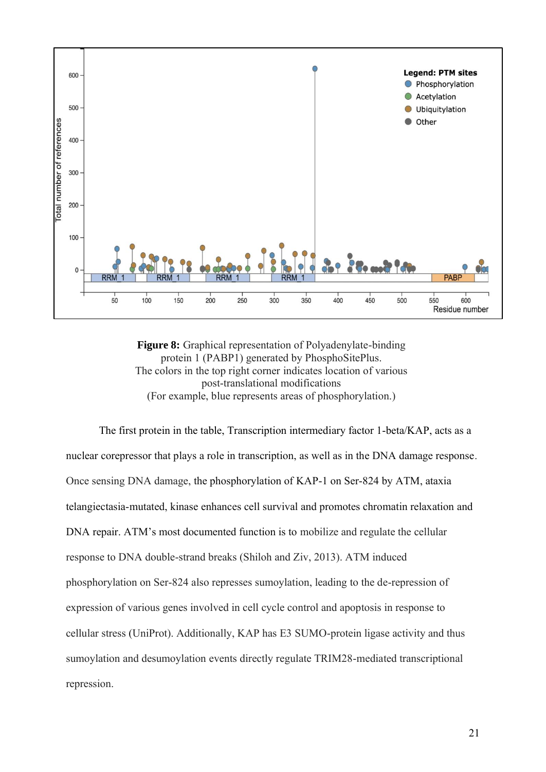**Figure 8:** Graphical representation of Polyadenylate-binding protein 1 (PABP1) generated by PhosphoSitePlus. The colors in the top right corner indicates location of various post-translational modifications (For example, blue represents areas of phosphorylation.)

The first protein in the table, Transcription intermediary factor 1-beta/KAP, acts as a nuclear corepressor that plays a role in transcription, as well as in the DNA damage response. Once sensing DNA damage, the phosphorylation of KAP-1 on Ser-824 by ATM, ataxia telangiectasia-mutated, kinase enhances cell survival and promotes chromatin relaxation and DNA repair. ATM's most documented function is to mobilize and regulate the cellular response to DNA double-strand breaks (Shiloh and Ziv, 2013). ATM induced phosphorylation on Ser-824 also represses sumoylation, leading to the de-repression of expression of various genes involved in cell cycle control and apoptosis in response to cellular stress (UniProt). Additionally, KAP has E3 SUMO-protein ligase activity and thus sumoylation and desumoylation events directly regulate TRIM28-mediated transcriptional repression.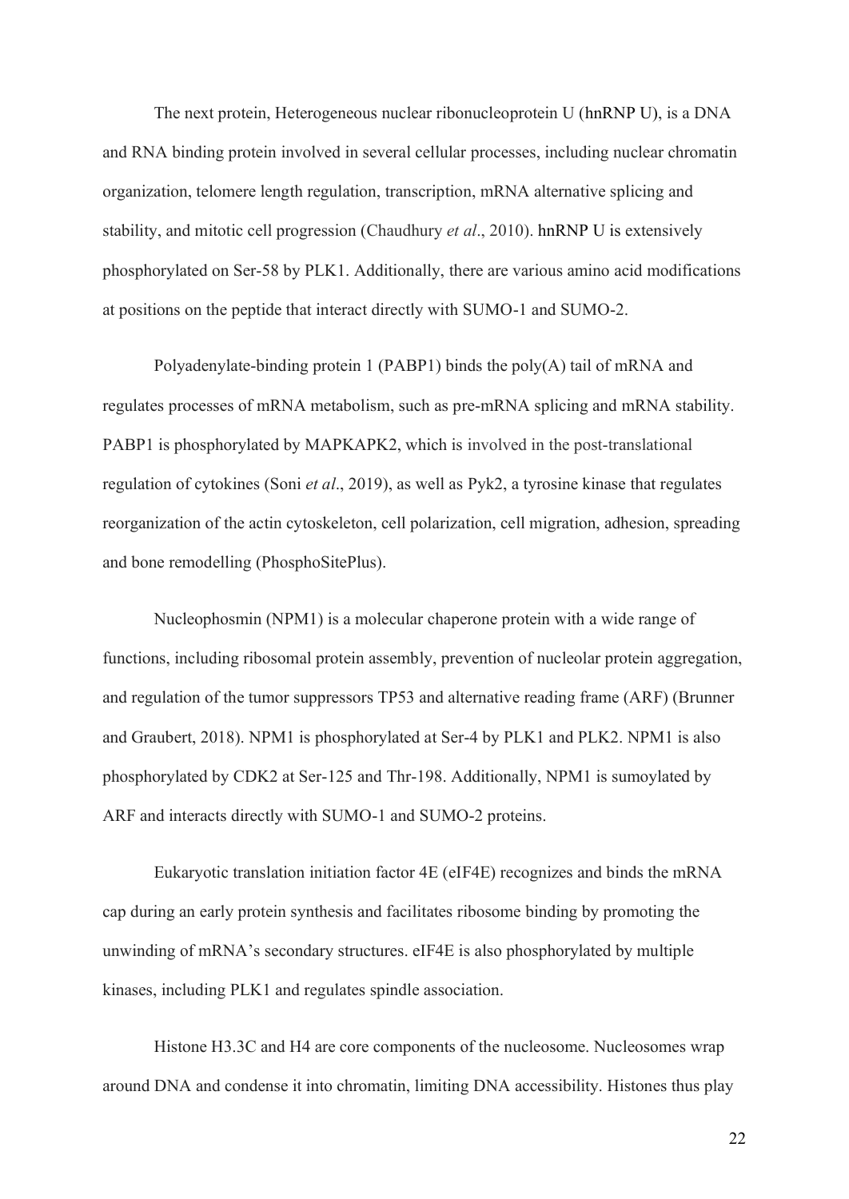The next protein, Heterogeneous nuclear ribonucleoprotein U (hnRNP U), is a DNA and RNA binding protein involved in several cellular processes, including nuclear chromatin organization, telomere length regulation, transcription, mRNA alternative splicing and stability, and mitotic cell progression (Chaudhury *et al*., 2010). hnRNP U is extensively phosphorylated on Ser-58 by PLK1. Additionally, there are various amino acid modifications at positions on the peptide that interact directly with SUMO-1 and SUMO-2.

Polyadenylate-binding protein 1 (PABP1) binds the poly(A) tail of mRNA and regulates processes of mRNA metabolism, such as pre-mRNA splicing and mRNA stability. PABP1 is phosphorylated by MAPKAPK2, which is involved in the post-translational regulation of cytokines (Soni *et al*., 2019), as well as Pyk2, a tyrosine kinase that regulates reorganization of the actin cytoskeleton, cell polarization, cell migration, adhesion, spreading and bone remodelling (PhosphoSitePlus).

Nucleophosmin (NPM1) is a molecular chaperone protein with a wide range of functions, including ribosomal protein assembly, prevention of nucleolar protein aggregation, and regulation of the tumor suppressors TP53 and alternative reading frame (ARF) (Brunner and Graubert, 2018). NPM1 is phosphorylated at Ser-4 by PLK1 and PLK2. NPM1 is also phosphorylated by CDK2 at Ser-125 and Thr-198. Additionally, NPM1 is sumoylated by ARF and interacts directly with SUMO-1 and SUMO-2 proteins.

Eukaryotic translation initiation factor 4E (eIF4E) recognizes and binds the mRNA cap during an early protein synthesis and facilitates ribosome binding by promoting the unwinding of mRNA's secondary structures. eIF4E is also phosphorylated by multiple kinases, including PLK1 and regulates spindle association.

Histone H3.3C and H4 are core components of the nucleosome. Nucleosomes wrap around DNA and condense it into chromatin, limiting DNA accessibility. Histones thus play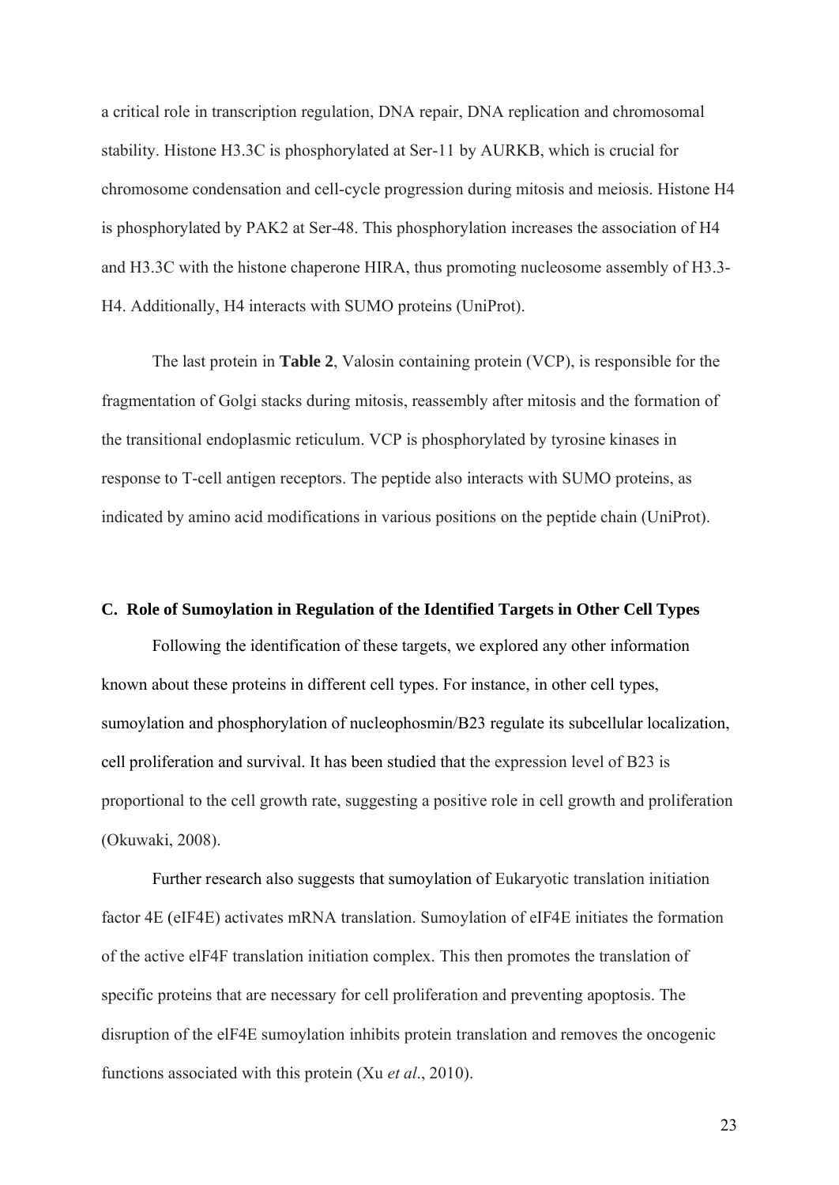a critical role in transcription regulation, DNA repair, DNA replication and chromosomal stability. Histone H3.3C is phosphorylated at Ser-11 by AURKB, which is crucial for chromosome condensation and cell-cycle progression during mitosis and meiosis. Histone H4 is phosphorylated by PAK2 at Ser-48. This phosphorylation increases the association of H4 and H3.3C with the histone chaperone HIRA, thus promoting nucleosome assembly of H3.3-H4. Additionally, H4 interacts with SUMO proteins (UniProt).

The last protein in **Table 2**, Valosin containing protein (VCP), is responsible for the fragmentation of Golgi stacks during mitosis, reassembly after mitosis and the formation of the transitional endoplasmic reticulum. VCP is phosphorylated by tyrosine kinases in response to T-cell antigen receptors. The peptide also interacts with SUMO proteins, as indicated by amino acid modifications in various positions on the peptide chain (UniProt).

## C. Role of Sumoylation in Regulation of the Identified Targets in Other Cell Types

Following the identification of these targets, we explored any other information known about these proteins in different cell types. For instance, in other cell types, sumoylation and phosphorylation of nucleophosmin/B23 regulate its subcellular localization, cell proliferation and survival. It has been studied that the expression level of B23 is proportional to the cell growth rate, suggesting a positive role in cell growth and proliferation (Okuwaki, 2008).

Further research also suggests that sumoylation of Eukaryotic translation initiation factor 4E (eIF4E) activates mRNA translation. Sumoylation of eIF4E initiates the formation of the active elF4F translation initiation complex. This then promotes the translation of specific proteins that are necessary for cell proliferation and preventing apoptosis. The disruption of the elF4E sumoylation inhibits protein translation and removes the oncogenic functions associated with this protein (Xu *et al*., 2010).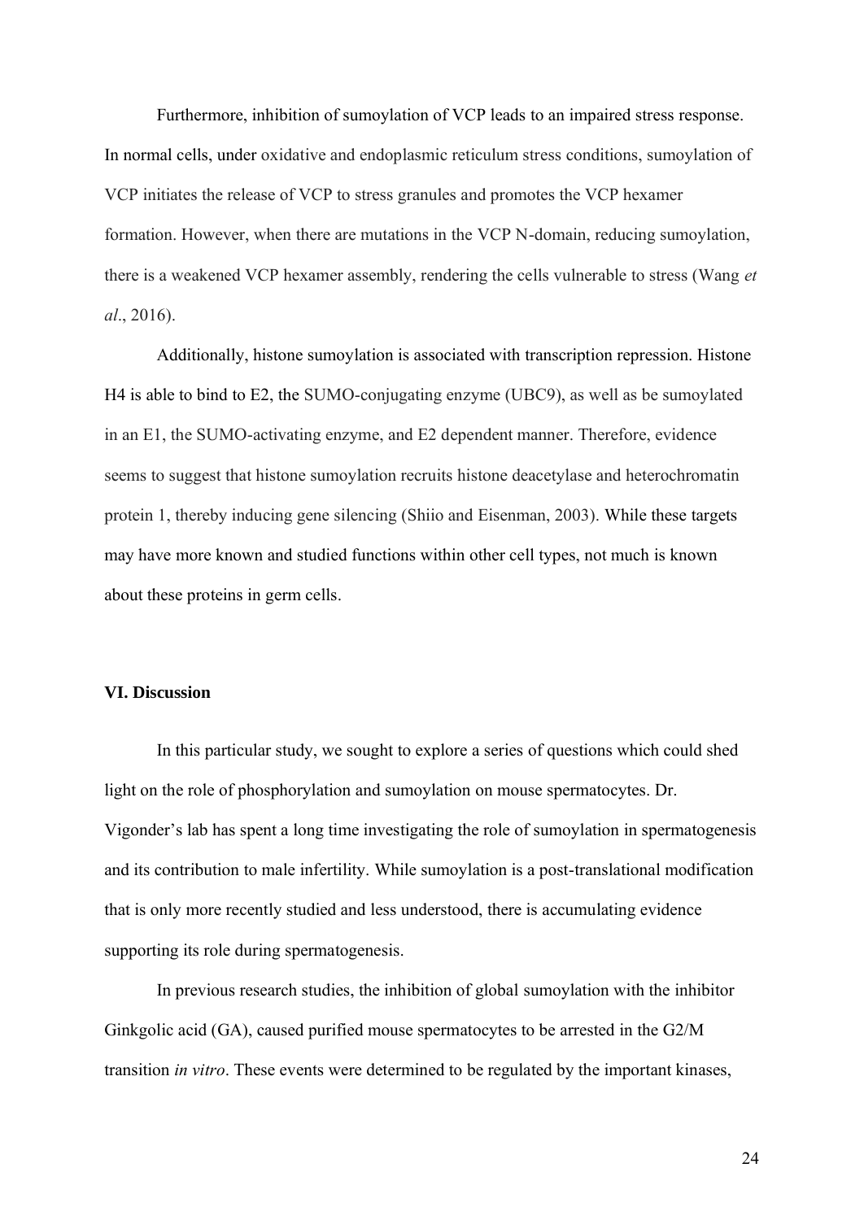Furthermore, inhibition of sumoylation of VCP leads to an impaired stress response. In normal cells, under oxidative and endoplasmic reticulum stress conditions, sumoylation of VCP initiates the release of VCP to stress granules and promotes the VCP hexamer formation. However, when there are mutations in the VCP N-domain, reducing sumoylation, there is a weakened VCP hexamer assembly, rendering the cells vulnerable to stress (Wang *et al*., 2016).

Additionally, histone sumoylation is associated with transcription repression. Histone H4 is able to bind to E2, the SUMO-conjugating enzyme (UBC9), as well as be sumoylated in an E1, the SUMO-activating enzyme, and E2 dependent manner. Therefore, evidence seems to suggest that histone sumoylation recruits histone deacetylase and heterochromatin protein 1, thereby inducing gene silencing (Shiio and Eisenman, 2003). While these targets may have more known and studied functions within other cell types, not much is known about these proteins in germ cells.

## VI. Discussion

In this particular study, we sought to explore a series of questions which could shed light on the role of phosphorylation and sumoylation on mouse spermatocytes. Dr. Vigonder's lab has spent a long time investigating the role of sumoylation in spermatogenesis and its contribution to male infertility. While sumoylation is a post-translational modification that is only more recently studied and less understood, there is accumulating evidence supporting its role during spermatogenesis.

In previous research studies, the inhibition of global sumoylation with the inhibitor Ginkgolic acid (GA), caused purified mouse spermatocytes to be arrested in the G2/M transition *in vitro*. These events were determined to be regulated by the important kinases,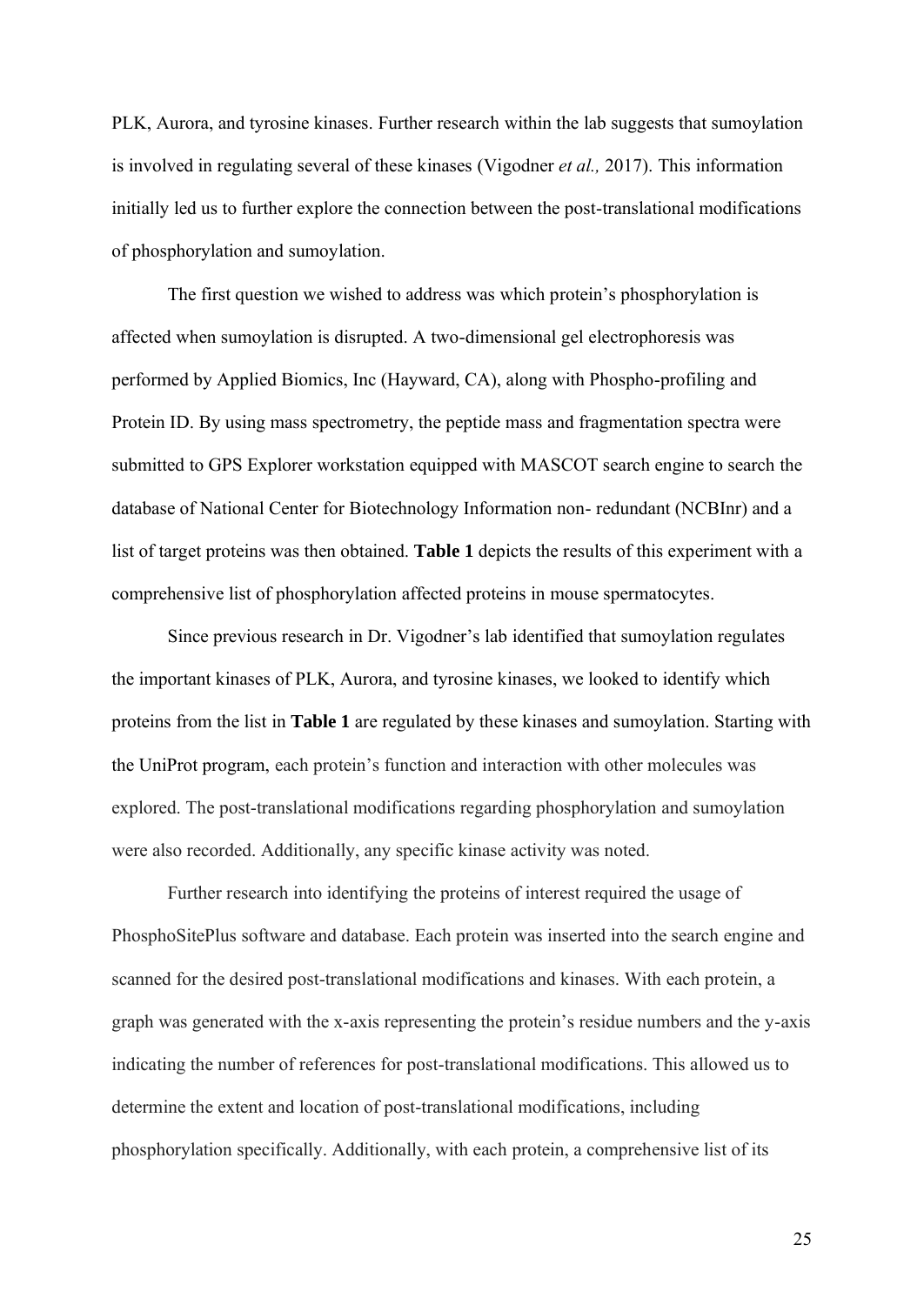PLK, Aurora, and tyrosine kinases. Further research within the lab suggests that sumoylation is involved in regulating several of these kinases (Vigodner *et al.,* 2017). This information initially led us to further explore the connection between the post-translational modifications of phosphorylation and sumoylation.

The first question we wished to address was which protein's phosphorylation is affected when sumoylation is disrupted. A two-dimensional gel electrophoresis was performed by Applied Biomics, Inc (Hayward, CA), along with Phospho-profiling and Protein ID. By using mass spectrometry, the peptide mass and fragmentation spectra were submitted to GPS Explorer workstation equipped with MASCOT search engine to search the database of National Center for Biotechnology Information non- redundant (NCBInr) and a list of target proteins was then obtained. **Table 1** depicts the results of this experiment with a comprehensive list of phosphorylation affected proteins in mouse spermatocytes.

Since previous research in Dr. Vigodner's lab identified that sumoylation regulates the important kinases of PLK, Aurora, and tyrosine kinases, we looked to identify which proteins from the list in **Table 1** are regulated by these kinases and sumoylation. Starting with the UniProt program, each protein's function and interaction with other molecules was explored. The post-translational modifications regarding phosphorylation and sumoylation were also recorded. Additionally, any specific kinase activity was noted.

Further research into identifying the proteins of interest required the usage of PhosphoSitePlus software and database. Each protein was inserted into the search engine and scanned for the desired post-translational modifications and kinases. With each protein, a graph was generated with the x-axis representing the protein's residue numbers and the y-axis indicating the number of references for post-translational modifications. This allowed us to determine the extent and location of post-translational modifications, including phosphorylation specifically. Additionally, with each protein, a comprehensive list of its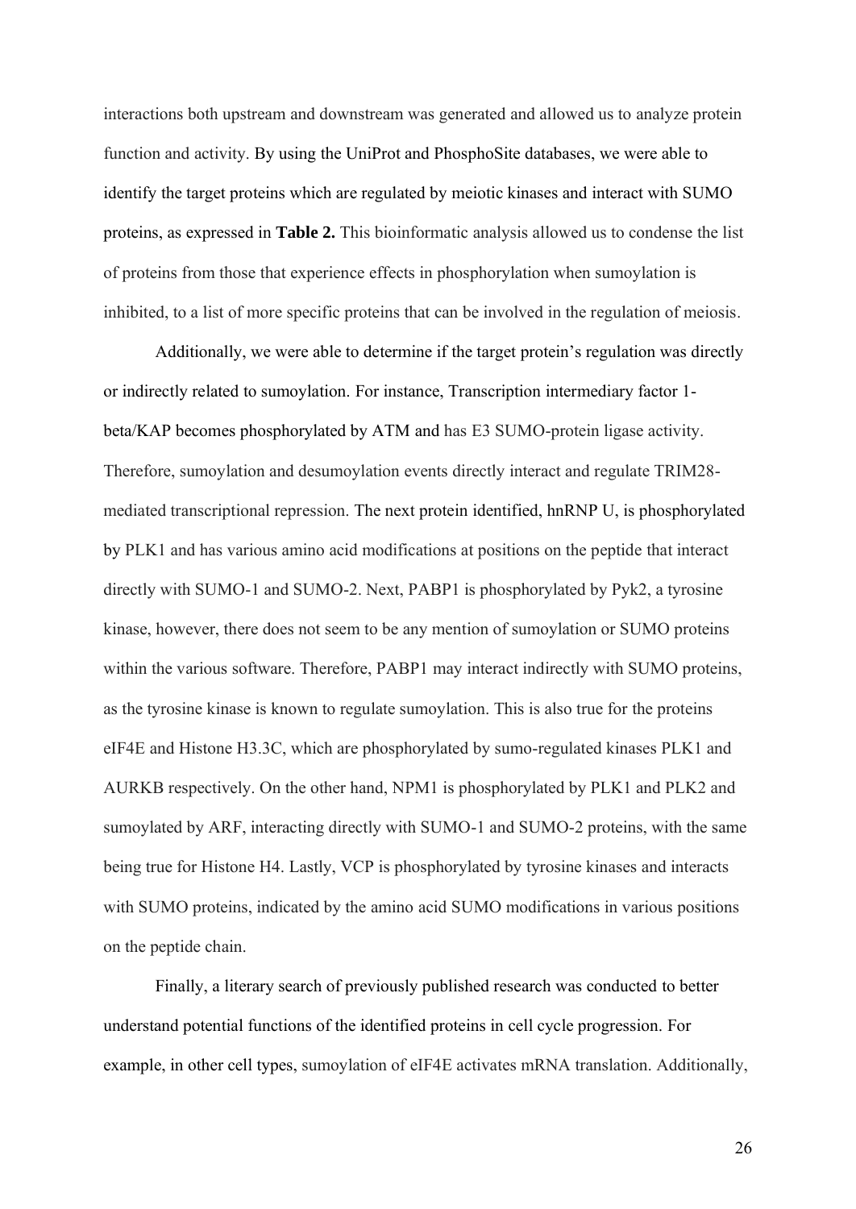interactions both upstream and downstream was generated and allowed us to analyze protein function and activity. By using the UniProt and PhosphoSite databases, we were able to identify the target proteins which are regulated by meiotic kinases and interact with SUMO proteins, as expressed in **Table 2.** This bioinformatic analysis allowed us to condense the list of proteins from those that experience effects in phosphorylation when sumoylation is inhibited, to a list of more specific proteins that can be involved in the regulation of meiosis.

Additionally, we were able to determine if the target protein's regulation was directly or indirectly related to sumoylation. For instance, Transcription intermediary factor 1-beta/KAP becomes phosphorylated by ATM and has E3 SUMO-protein ligase activity. Therefore, sumoylation and desumoylation events directly interact and regulate TRIM28-mediated transcriptional repression. The next protein identified, hnRNP U, is phosphorylated by PLK1 and has various amino acid modifications at positions on the peptide that interact directly with SUMO-1 and SUMO-2. Next, PABP1 is phosphorylated by Pyk2, a tyrosine kinase, however, there does not seem to be any mention of sumoylation or SUMO proteins within the various software. Therefore, PABP1 may interact indirectly with SUMO proteins, as the tyrosine kinase is known to regulate sumoylation. This is also true for the proteins eIF4E and Histone H3.3C, which are phosphorylated by sumo-regulated kinases PLK1 and AURKB respectively. On the other hand, NPM1 is phosphorylated by PLK1 and PLK2 and sumoylated by ARF, interacting directly with SUMO-1 and SUMO-2 proteins, with the same being true for Histone H4. Lastly, VCP is phosphorylated by tyrosine kinases and interacts with SUMO proteins, indicated by the amino acid SUMO modifications in various positions on the peptide chain.

Finally, a literary search of previously published research was conducted to better understand potential functions of the identified proteins in cell cycle progression. For example, in other cell types, sumoylation of eIF4E activates mRNA translation. Additionally,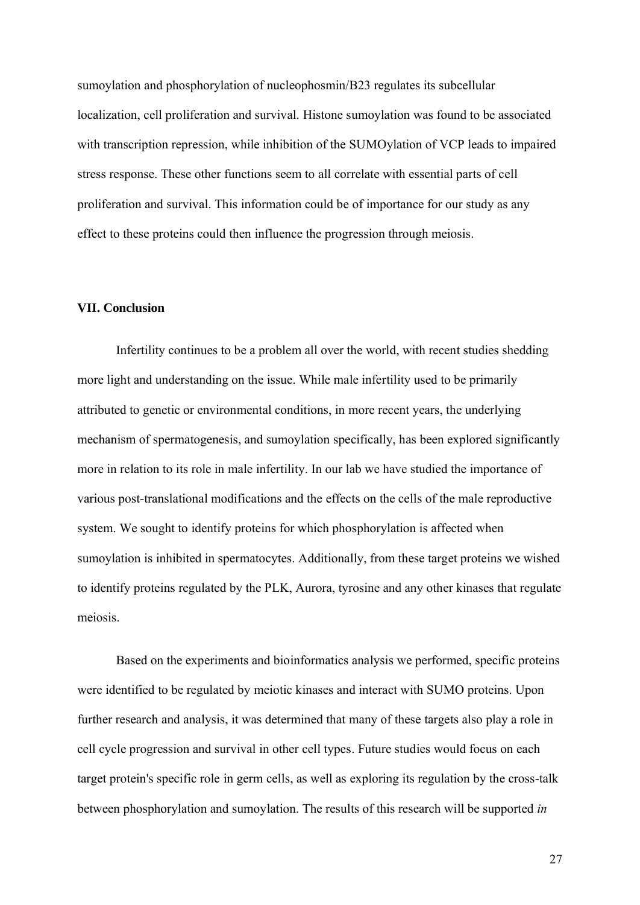sumoylation and phosphorylation of nucleophosmin/B23 regulates its subcellular localization, cell proliferation and survival. Histone sumoylation was found to be associated with transcription repression, while inhibition of the SUMOylation of VCP leads to impaired stress response. These other functions seem to all correlate with essential parts of cell proliferation and survival. This information could be of importance for our study as any effect to these proteins could then influence the progression through meiosis.

## VII. Conclusion

Infertility continues to be a problem all over the world, with recent studies shedding more light and understanding on the issue. While male infertility used to be primarily attributed to genetic or environmental conditions, in more recent years, the underlying mechanism of spermatogenesis, and sumoylation specifically, has been explored significantly more in relation to its role in male infertility. In our lab we have studied the importance of various post-translational modifications and the effects on the cells of the male reproductive system. We sought to identify proteins for which phosphorylation is affected when sumoylation is inhibited in spermatocytes. Additionally, from these target proteins we wished to identify proteins regulated by the PLK, Aurora, tyrosine and any other kinases that regulate meiosis.

Based on the experiments and bioinformatics analysis we performed, specific proteins were identified to be regulated by meiotic kinases and interact with SUMO proteins. Upon further research and analysis, it was determined that many of these targets also play a role in cell cycle progression and survival in other cell types. Future studies would focus on each target protein's specific role in germ cells, as well as exploring its regulation by the cross-talk between phosphorylation and sumoylation. The results of this research will be supported *in*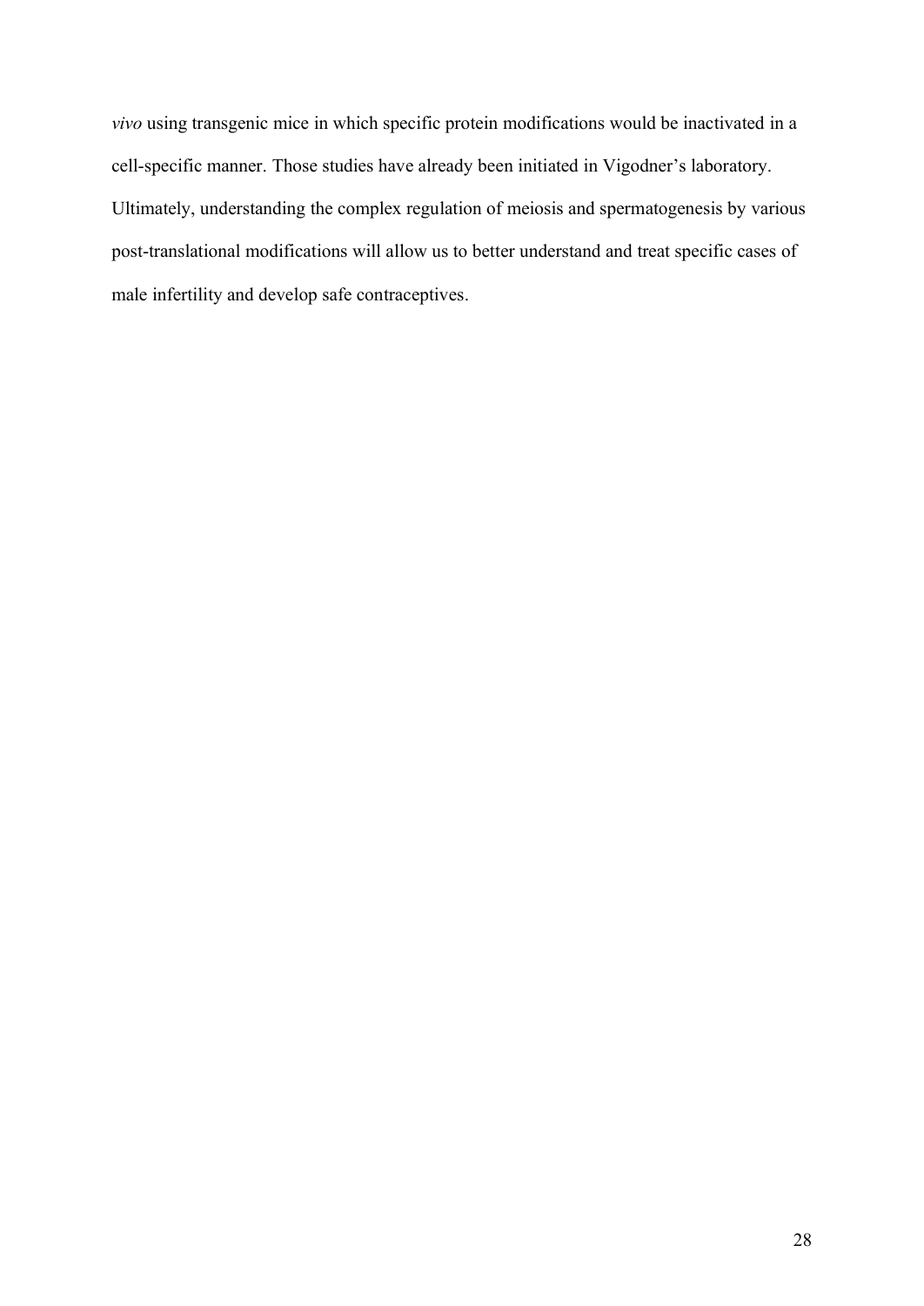*vivo* using transgenic mice in which specific protein modifications would be inactivated in a cell-specific manner. Those studies have already been initiated in Vigodner's laboratory. Ultimately, understanding the complex regulation of meiosis and spermatogenesis by various post-translational modifications will allow us to better understand and treat specific cases of male infertility and develop safe contraceptives.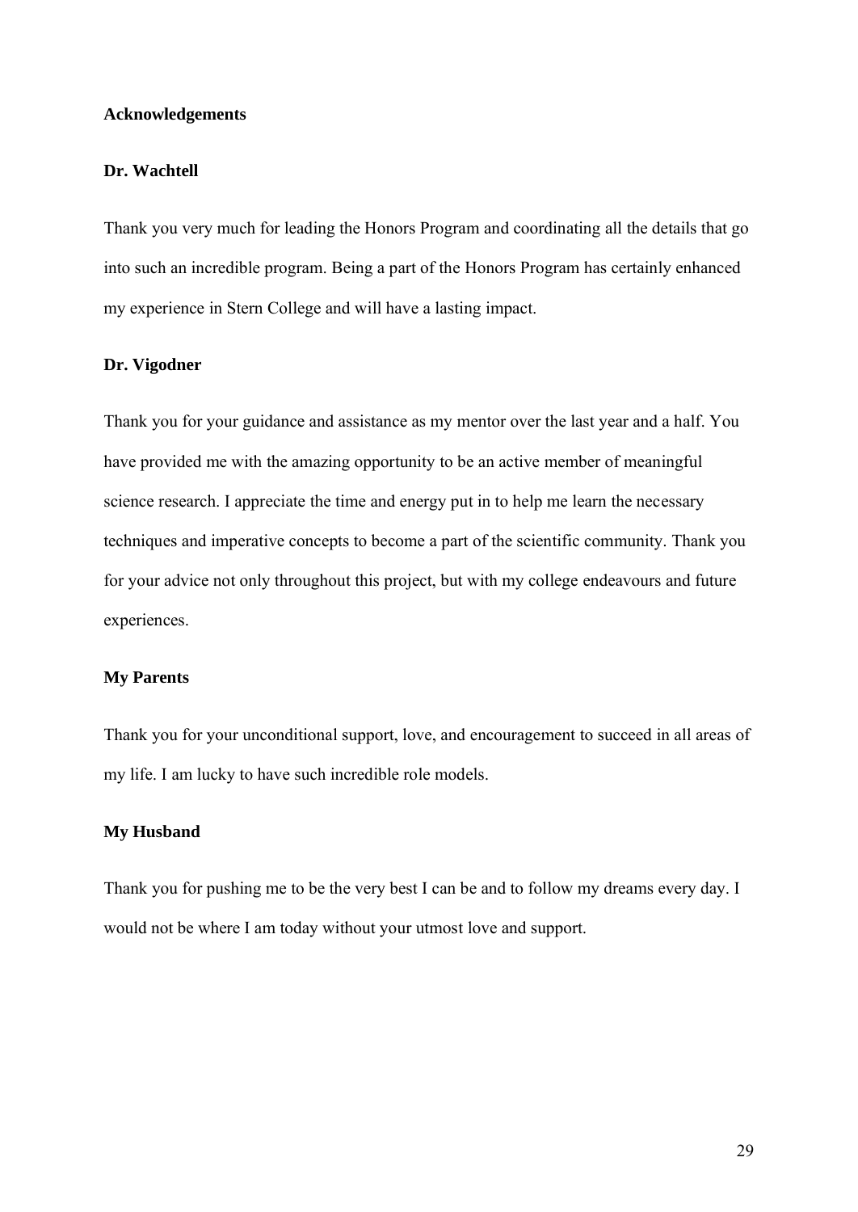## Acknowledgements

### Dr. Wachtell

Thank you very much for leading the Honors Program and coordinating all the details that go into such an incredible program. Being a part of the Honors Program has certainly enhanced my experience in Stern College and will have a lasting impact.

### Dr. Vigodner

Thank you for your guidance and assistance as my mentor over the last year and a half. You have provided me with the amazing opportunity to be an active member of meaningful science research. I appreciate the time and energy put in to help me learn the necessary techniques and imperative concepts to become a part of the scientific community. Thank you for your advice not only throughout this project, but with my college endeavours and future experiences.

### My Parents

Thank you for your unconditional support, love, and encouragement to succeed in all areas of my life. I am lucky to have such incredible role models.

### My Husband

Thank you for pushing me to be the very best I can be and to follow my dreams every day. I would not be where I am today without your utmost love and support.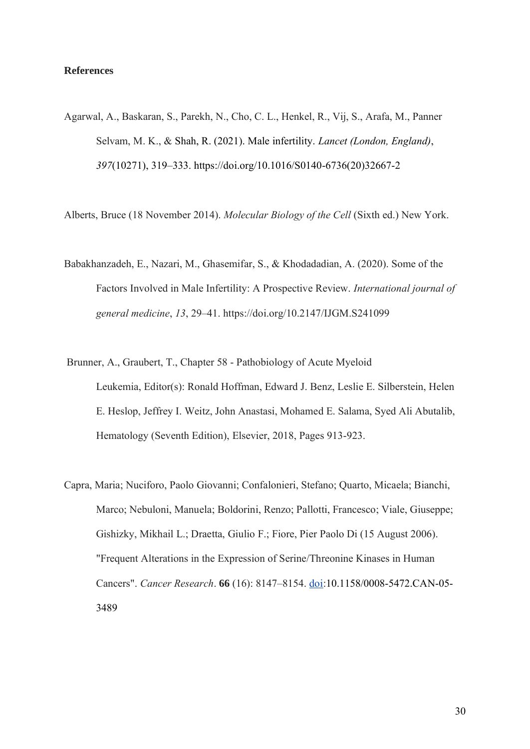**References**

Agarwal, A., Baskaran, S., Parekh, N., Cho, C. L., Henkel, R., Vij, S., Arafa, M., Panner Selvam, M. K., & Shah, R. (2021). Male infertility. *Lancet (London, England)*, *397*(10271), 319–333. https://doi.org/10.1016/S0140-6736(20)32667-2

Alberts, Bruce (18 November 2014). *Molecular Biology of the Cell* (Sixth ed.) New York.

Babakhanzadeh, E., Nazari, M., Ghasemifar, S., & Khodadadian, A. (2020). Some of the Factors Involved in Male Infertility: A Prospective Review. *International journal of general medicine*, *13*, 29–41. https://doi.org/10.2147/IJGM.S241099

Brunner, A., Graubert, T., Chapter 58 - Pathobiology of Acute Myeloid Leukemia, Editor(s): Ronald Hoffman, Edward J. Benz, Leslie E. Silberstein, Helen E. Heslop, Jeffrey I. Weitz, John Anastasi, Mohamed E. Salama, Syed Ali Abutalib, Hematology (Seventh Edition), Elsevier, 2018, Pages 913-923.

Capra, Maria; Nuciforo, Paolo Giovanni; Confalonieri, Stefano; Quarto, Micaela; Bianchi, Marco; Nebuloni, Manuela; Boldorini, Renzo; Pallotti, Francesco; Viale, Giuseppe; Gishizky, Mikhail L.; Draetta, Giulio F.; Fiore, Pier Paolo Di (15 August 2006). "Frequent Alterations in the Expression of Serine/Threonine Kinases in Human Cancers". *Cancer Research*. **66** (16): 8147–8154. doi:10.1158/0008-5472.CAN-05-3489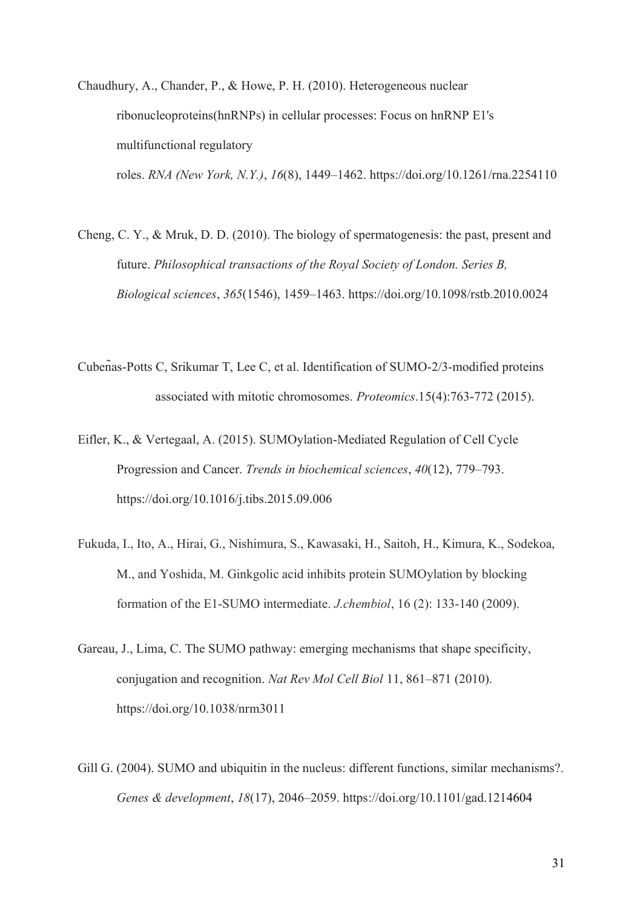Chaudhury, A., Chander, P., & Howe, P. H. (2010). Heterogeneous nuclear ribonucleoproteins(hnRNPs) in cellular processes: Focus on hnRNP E1's multifunctional regulatory roles. *RNA (New York, N.Y.)*, *16*(8), 1449–1462. https://doi.org/10.1261/rna.2254110

Cheng, C. Y., & Mruk, D. D. (2010). The biology of spermatogenesis: the past, present and future. *Philosophical transactions of the Royal Society of London. Series B, Biological sciences*, *365*(1546), 1459–1463. https://doi.org/10.1098/rstb.2010.0024

Cubeñas-Potts C, Srikumar T, Lee C, et al. Identification of SUMO-2/3-modified proteins associated with mitotic chromosomes. *Proteomics*.15(4):763-772 (2015).

Eifler, K., & Vertegaal, A. (2015). SUMOylation-Mediated Regulation of Cell Cycle Progression and Cancer. *Trends in biochemical sciences*, *40*(12), 779–793. https://doi.org/10.1016/j.tibs.2015.09.006

Fukuda, I., Ito, A., Hirai, G., Nishimura, S., Kawasaki, H., Saitoh, H., Kimura, K., Sodekoa, M., and Yoshida, M. Ginkgolic acid inhibits protein SUMOylation by blocking formation of the E1-SUMO intermediate. *J.chembiol*, 16 (2): 133-140 (2009).

Gareau, J., Lima, C. The SUMO pathway: emerging mechanisms that shape specificity, conjugation and recognition. *Nat Rev Mol Cell Biol* 11, 861–871 (2010). https://doi.org/10.1038/nrm3011

Gill G. (2004). SUMO and ubiquitin in the nucleus: different functions, similar mechanisms?. *Genes & development*, *18*(17), 2046–2059. https://doi.org/10.1101/gad.1214604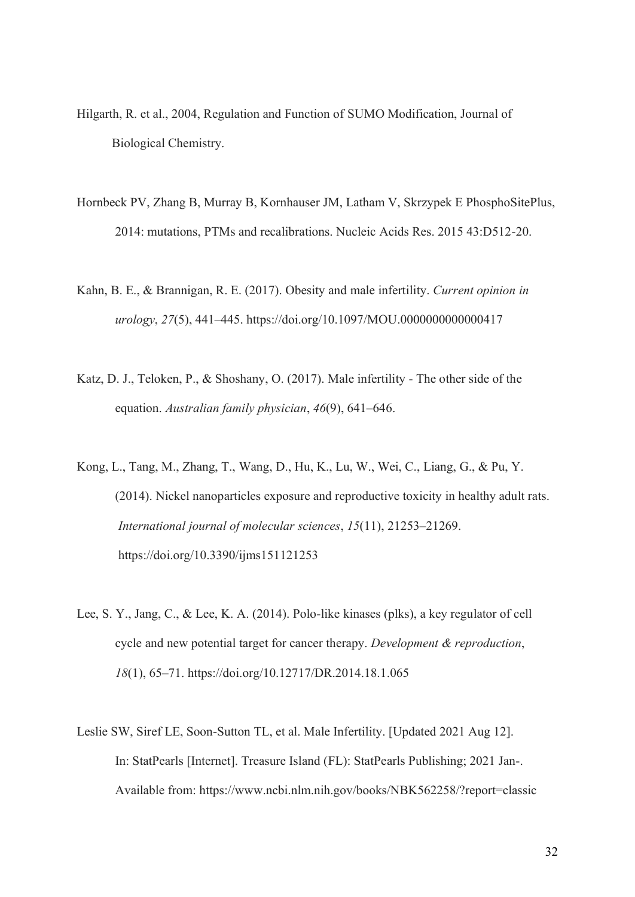Hilgarth, R. et al., 2004, Regulation and Function of SUMO Modification, Journal of Biological Chemistry.

Hornbeck PV, Zhang B, Murray B, Kornhauser JM, Latham V, Skrzypek E PhosphoSitePlus, 2014: mutations, PTMs and recalibrations. Nucleic Acids Res. 2015 43:D512-20.

Kahn, B. E., & Brannigan, R. E. (2017). Obesity and male infertility. *Current opinion in urology*, *27*(5), 441–445. https://doi.org/10.1097/MOU.0000000000000417

Katz, D. J., Teloken, P., & Shoshany, O. (2017). Male infertility - The other side of the equation. *Australian family physician*, *46*(9), 641–646.

Kong, L., Tang, M., Zhang, T., Wang, D., Hu, K., Lu, W., Wei, C., Liang, G., & Pu, Y. (2014). Nickel nanoparticles exposure and reproductive toxicity in healthy adult rats. *International journal of molecular sciences*, *15*(11), 21253–21269. https://doi.org/10.3390/ijms151121253

Lee, S. Y., Jang, C., & Lee, K. A. (2014). Polo-like kinases (plks), a key regulator of cell cycle and new potential target for cancer therapy. *Development & reproduction*, *18*(1), 65–71. https://doi.org/10.12717/DR.2014.18.1.065

Leslie SW, Siref LE, Soon-Sutton TL, et al. Male Infertility. [Updated 2021 Aug 12]. In: StatPearls [Internet]. Treasure Island (FL): StatPearls Publishing; 2021 Jan-. Available from: https://www.ncbi.nlm.nih.gov/books/NBK562258/?report=classic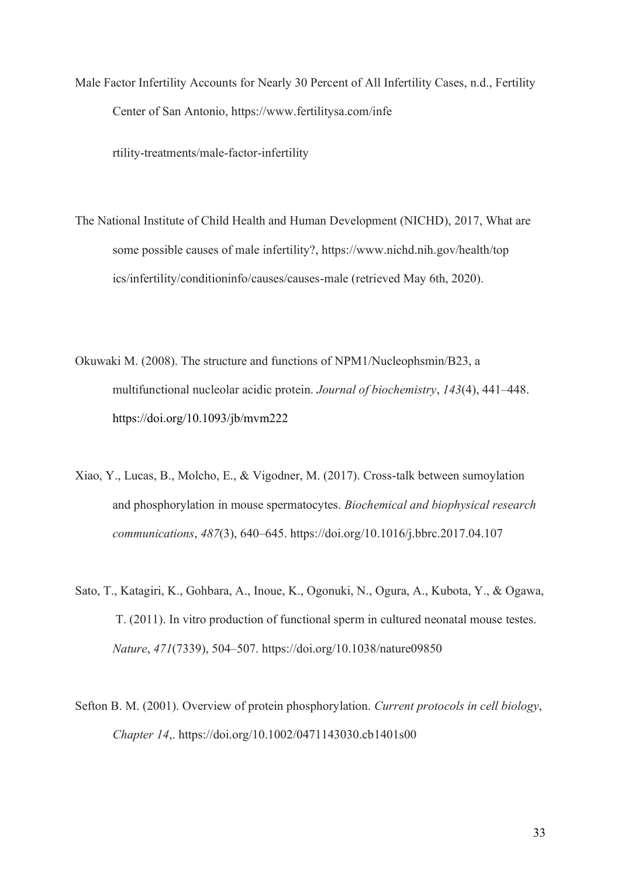Male Factor Infertility Accounts for Nearly 30 Percent of All Infertility Cases, n.d., Fertility Center of San Antonio, https://www.fertilitysa.com/infe

rtility-treatments/male-factor-infertility

The National Institute of Child Health and Human Development (NICHD), 2017, What are some possible causes of male infertility?, https://www.nichd.nih.gov/health/top ics/infertility/conditioninfo/causes/causes-male (retrieved May 6th, 2020).

Okuwaki M. (2008). The structure and functions of NPM1/Nucleophsmin/B23, a multifunctional nucleolar acidic protein. *Journal of biochemistry*, *143*(4), 441–448. https://doi.org/10.1093/jb/mvm222

Xiao, Y., Lucas, B., Molcho, E., & Vigodner, M. (2017). Cross-talk between sumoylation and phosphorylation in mouse spermatocytes. *Biochemical and biophysical research communications*, *487*(3), 640–645. https://doi.org/10.1016/j.bbrc.2017.04.107

Sato, T., Katagiri, K., Gohbara, A., Inoue, K., Ogonuki, N., Ogura, A., Kubota, Y., & Ogawa, T. (2011). In vitro production of functional sperm in cultured neonatal mouse testes. *Nature*, *471*(7339), 504–507. https://doi.org/10.1038/nature09850

Sefton B. M. (2001). Overview of protein phosphorylation. *Current protocols in cell biology*, *Chapter 14*,. https://doi.org/10.1002/0471143030.cb1401s00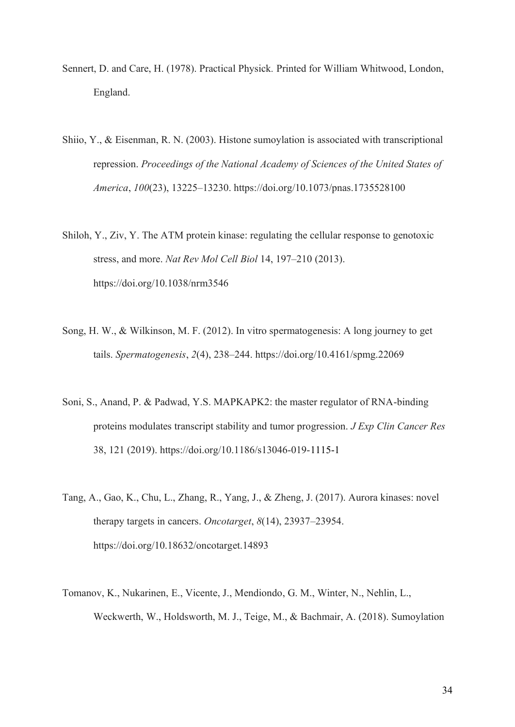Sennert, D. and Care, H. (1978). Practical Physick. Printed for William Whitwood, London, England.

Shiio, Y., & Eisenman, R. N. (2003). Histone sumoylation is associated with transcriptional repression. *Proceedings of the National Academy of Sciences of the United States of America*, *100*(23), 13225–13230. https://doi.org/10.1073/pnas.1735528100

Shiloh, Y., Ziv, Y. The ATM protein kinase: regulating the cellular response to genotoxic stress, and more. *Nat Rev Mol Cell Biol* 14, 197–210 (2013). https://doi.org/10.1038/nrm3546

Song, H. W., & Wilkinson, M. F. (2012). In vitro spermatogenesis: A long journey to get tails. *Spermatogenesis*, *2*(4), 238–244. https://doi.org/10.4161/spmg.22069

Soni, S., Anand, P. & Padwad, Y.S. MAPKAPK2: the master regulator of RNA-binding proteins modulates transcript stability and tumor progression. *J Exp Clin Cancer Res* 38, 121 (2019). https://doi.org/10.1186/s13046-019-1115-1

Tang, A., Gao, K., Chu, L., Zhang, R., Yang, J., & Zheng, J. (2017). Aurora kinases: novel therapy targets in cancers. *Oncotarget*, *8*(14), 23937–23954. https://doi.org/10.18632/oncotarget.14893

Tomanov, K., Nukarinen, E., Vicente, J., Mendiondo, G. M., Winter, N., Nehlin, L., Weckwerth, W., Holdsworth, M. J., Teige, M., & Bachmair, A. (2018). Sumoylation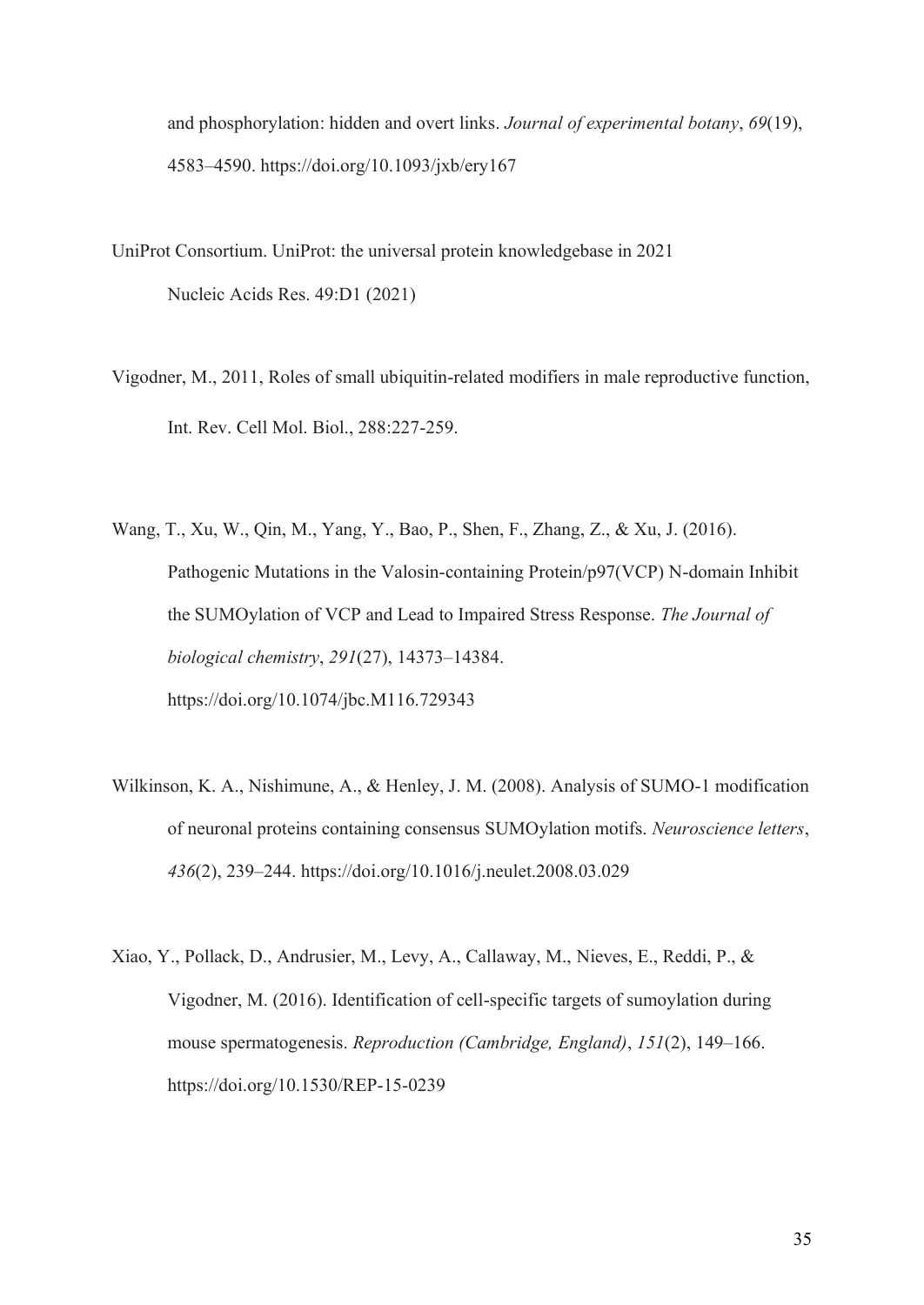and phosphorylation: hidden and overt links. *Journal of experimental botany*, *69*(19), 4583–4590. https://doi.org/10.1093/jxb/ery167

UniProt Consortium. UniProt: the universal protein knowledgebase in 2021 Nucleic Acids Res. 49:D1 (2021)

Vigodner, M., 2011, Roles of small ubiquitin-related modifiers in male reproductive function, Int. Rev. Cell Mol. Biol., 288:227-259.

Wang, T., Xu, W., Qin, M., Yang, Y., Bao, P., Shen, F., Zhang, Z., & Xu, J. (2016). Pathogenic Mutations in the Valosin-containing Protein/p97(VCP) N-domain Inhibit the SUMOylation of VCP and Lead to Impaired Stress Response. *The Journal of biological chemistry*, *291*(27), 14373–14384. https://doi.org/10.1074/jbc.M116.729343

Wilkinson, K. A., Nishimune, A., & Henley, J. M. (2008). Analysis of SUMO-1 modification of neuronal proteins containing consensus SUMOylation motifs. *Neuroscience letters*, *436*(2), 239–244. https://doi.org/10.1016/j.neulet.2008.03.029

Xiao, Y., Pollack, D., Andrusier, M., Levy, A., Callaway, M., Nieves, E., Reddi, P., & Vigodner, M. (2016). Identification of cell-specific targets of sumoylation during mouse spermatogenesis. *Reproduction (Cambridge, England)*, *151*(2), 149–166. https://doi.org/10.1530/REP-15-0239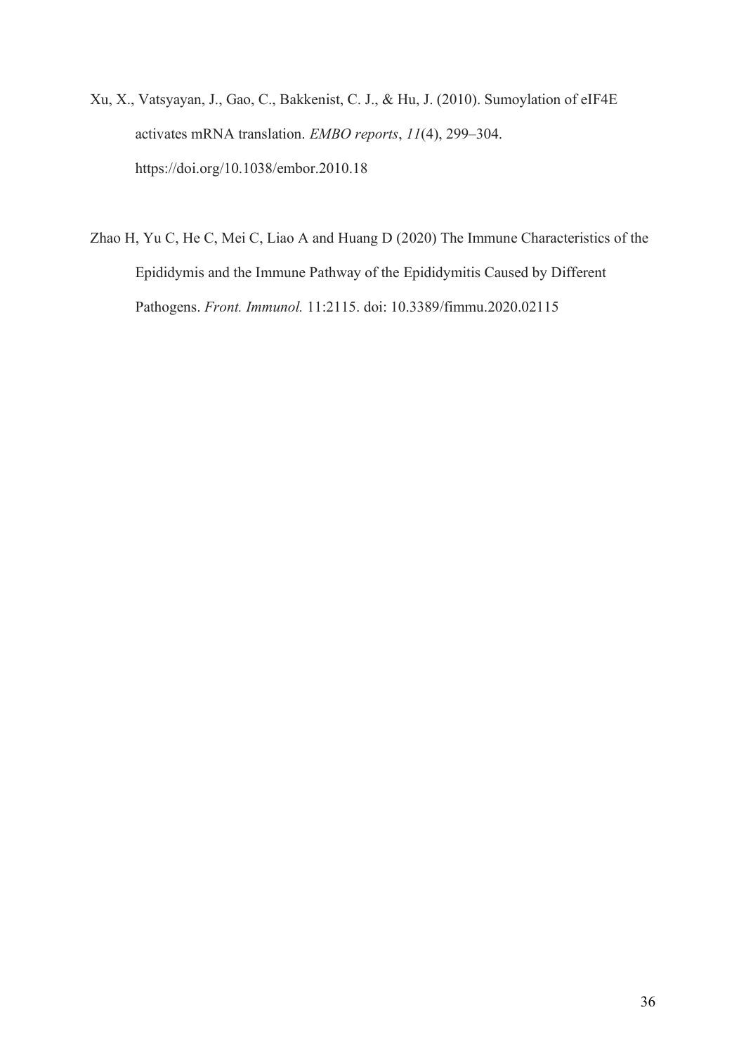Xu, X., Vatsyayan, J., Gao, C., Bakkenist, C. J., & Hu, J. (2010). Sumoylation of eIF4E activates mRNA translation. *EMBO reports*, *11*(4), 299–304. https://doi.org/10.1038/embor.2010.18

Zhao H, Yu C, He C, Mei C, Liao A and Huang D (2020) The Immune Characteristics of the Epididymis and the Immune Pathway of the Epididymitis Caused by Different Pathogens. *Front. Immunol.* 11:2115. doi: 10.3389/fimmu.2020.02115